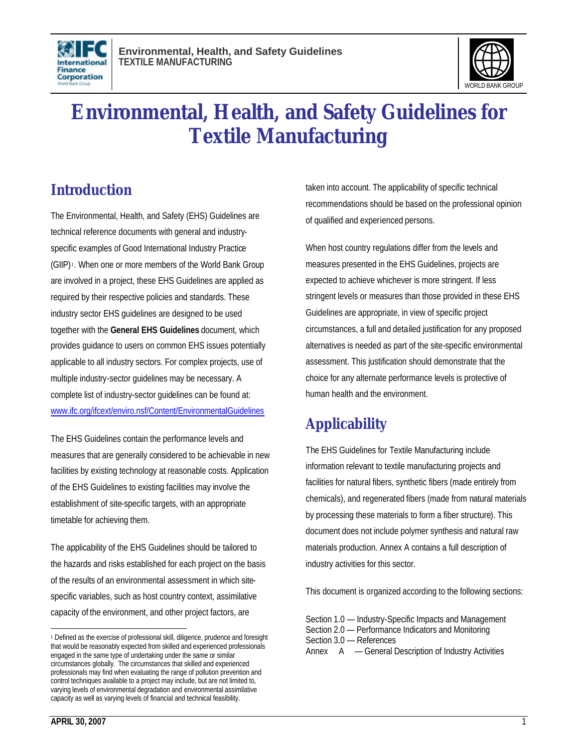# Environmental, Health, and Safety Guidelines for Textile Manufacturing

## Introduction

The Environmental, Health, and Safety (EHS) Guidelines are technical reference documents with general and industry-specific examples of Good International Industry Practice (GIIP)[1]. When one or more members of the World Bank Group are involved in a project, these EHS Guidelines are applied as required by their respective policies and standards. These industry sector EHS guidelines are designed to be used together with the **General EHS Guidelines** document, which provides guidance to users on common EHS issues potentially applicable to all industry sectors. For complex projects, use of multiple industry-sector guidelines may be necessary. A complete list of industry-sector guidelines can be found at: www.ifc.org/ifcext/enviro.nsf/Content/EnvironmentalGuidelines

The EHS Guidelines contain the performance levels and measures that are generally considered to be achievable in new facilities by existing technology at reasonable costs. Application of the EHS Guidelines to existing facilities may involve the establishment of site-specific targets, with an appropriate timetable for achieving them.

The applicability of the EHS Guidelines should be tailored to the hazards and risks established for each project on the basis of the results of an environmental assessment in which site-specific variables, such as host country context, assimilative capacity of the environment, and other project factors, are taken into account. The applicability of specific technical recommendations should be based on the professional opinion of qualified and experienced persons.

When host country regulations differ from the levels and measures presented in the EHS Guidelines, projects are expected to achieve whichever is more stringent. If less stringent levels or measures than those provided in these EHS Guidelines are appropriate, in view of specific project circumstances, a full and detailed justification for any proposed alternatives is needed as part of the site-specific environmental assessment. This justification should demonstrate that the choice for any alternate performance levels is protective of human health and the environment.

## Applicability

The EHS Guidelines for Textile Manufacturing include information relevant to textile manufacturing projects and facilities for natural fibers, synthetic fibers (made entirely from chemicals), and regenerated fibers (made from natural materials by processing these materials to form a fiber structure). This document does not include polymer synthesis and natural raw materials production. Annex A contains a full description of industry activities for this sector.

This document is organized according to the following sections:

Section 1.0 — Industry-Specific Impacts and Management
Section 2.0 — Performance Indicators and Monitoring
Section 3.0 — References
Annex A — General Description of Industry Activities

---

[1] Defined as the exercise of professional skill, diligence, prudence and foresight that would be reasonably expected from skilled and experienced professionals engaged in the same type of undertaking under the same or similar circumstances globally. The circumstances that skilled and experienced professionals may find when evaluating the range of pollution prevention and control techniques available to a project may include, but are not limited to, varying levels of environmental degradation and environmental assimilative capacity as well as varying levels of financial and technical feasibility.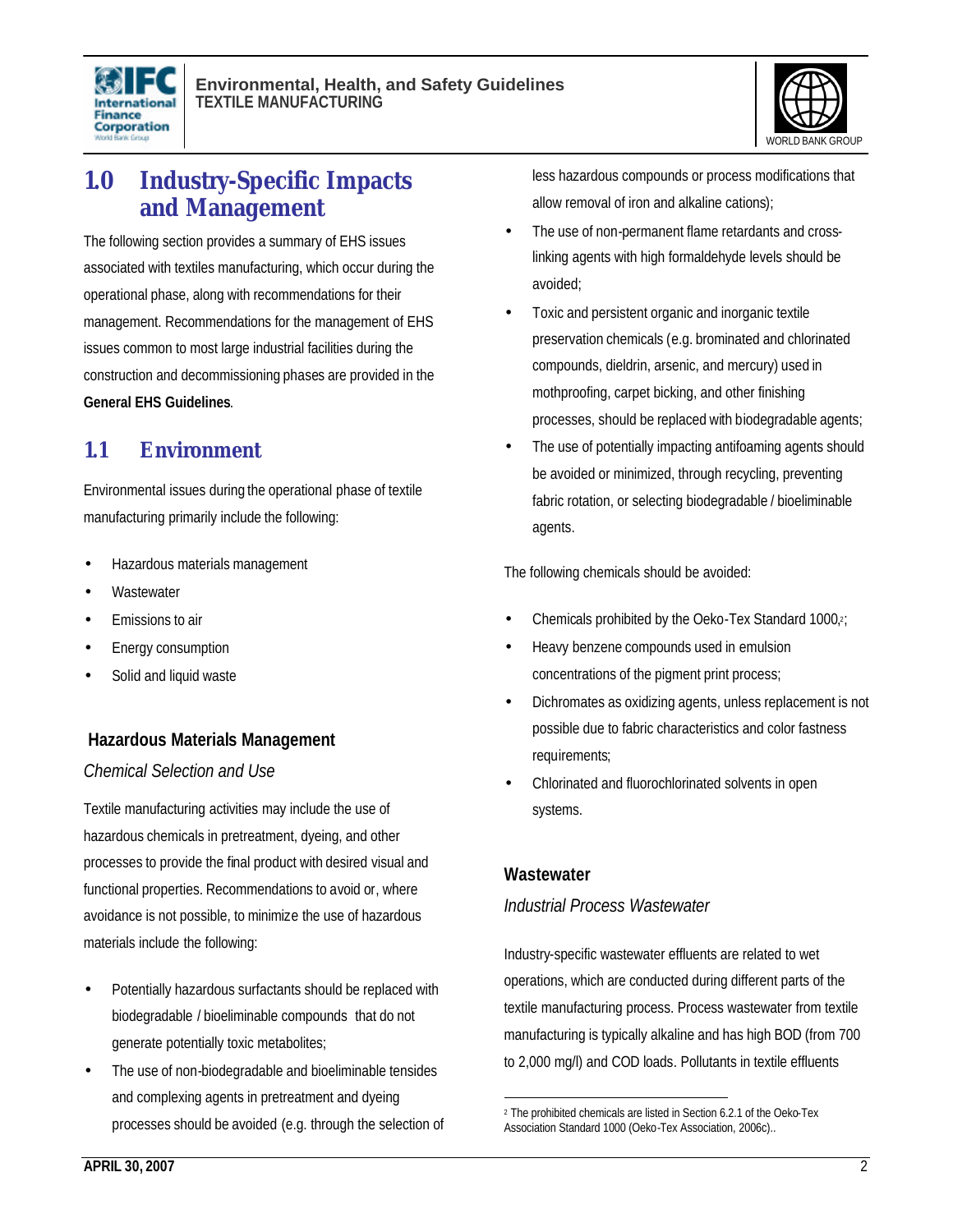# 1.0 Industry-Specific Impacts and Management

The following section provides a summary of EHS issues associated with textiles manufacturing, which occur during the operational phase, along with recommendations for their management. Recommendations for the management of EHS issues common to most large industrial facilities during the construction and decommissioning phases are provided in the **General EHS Guidelines**.

## 1.1 Environment

Environmental issues during the operational phase of textile manufacturing primarily include the following:

- Hazardous materials management
- Wastewater
- Emissions to air
- Energy consumption
- Solid and liquid waste

### Hazardous Materials Management

*Chemical Selection and Use*

Textile manufacturing activities may include the use of hazardous chemicals in pretreatment, dyeing, and other processes to provide the final product with desired visual and functional properties. Recommendations to avoid or, where avoidance is not possible, to minimize the use of hazardous materials include the following:

- Potentially hazardous surfactants should be replaced with biodegradable / bioeliminable compounds that do not generate potentially toxic metabolites;
- The use of non-biodegradable and bioeliminable tensides and complexing agents in pretreatment and dyeing processes should be avoided (e.g. through the selection of less hazardous compounds or process modifications that allow removal of iron and alkaline cations);
- The use of non-permanent flame retardants and cross-linking agents with high formaldehyde levels should be avoided;
- Toxic and persistent organic and inorganic textile preservation chemicals (e.g. brominated and chlorinated compounds, dieldrin, arsenic, and mercury) used in mothproofing, carpet bicking, and other finishing processes, should be replaced with biodegradable agents;
- The use of potentially impacting antifoaming agents should be avoided or minimized, through recycling, preventing fabric rotation, or selecting biodegradable / bioeliminable agents.

The following chemicals should be avoided:

- Chemicals prohibited by the Oeko-Tex Standard 1000,[2];
- Heavy benzene compounds used in emulsion concentrations of the pigment print process;
- Dichromates as oxidizing agents, unless replacement is not possible due to fabric characteristics and color fastness requirements;
- Chlorinated and fluorochlorinated solvents in open systems.

### Wastewater

*Industrial Process Wastewater*

Industry-specific wastewater effluents are related to wet operations, which are conducted during different parts of the textile manufacturing process. Process wastewater from textile manufacturing is typically alkaline and has high BOD (from 700 to 2,000 mg/l) and COD loads. Pollutants in textile effluents

[2] The prohibited chemicals are listed in Section 6.2.1 of the Oeko-Tex Association Standard 1000 (Oeko-Tex Association, 2006c)..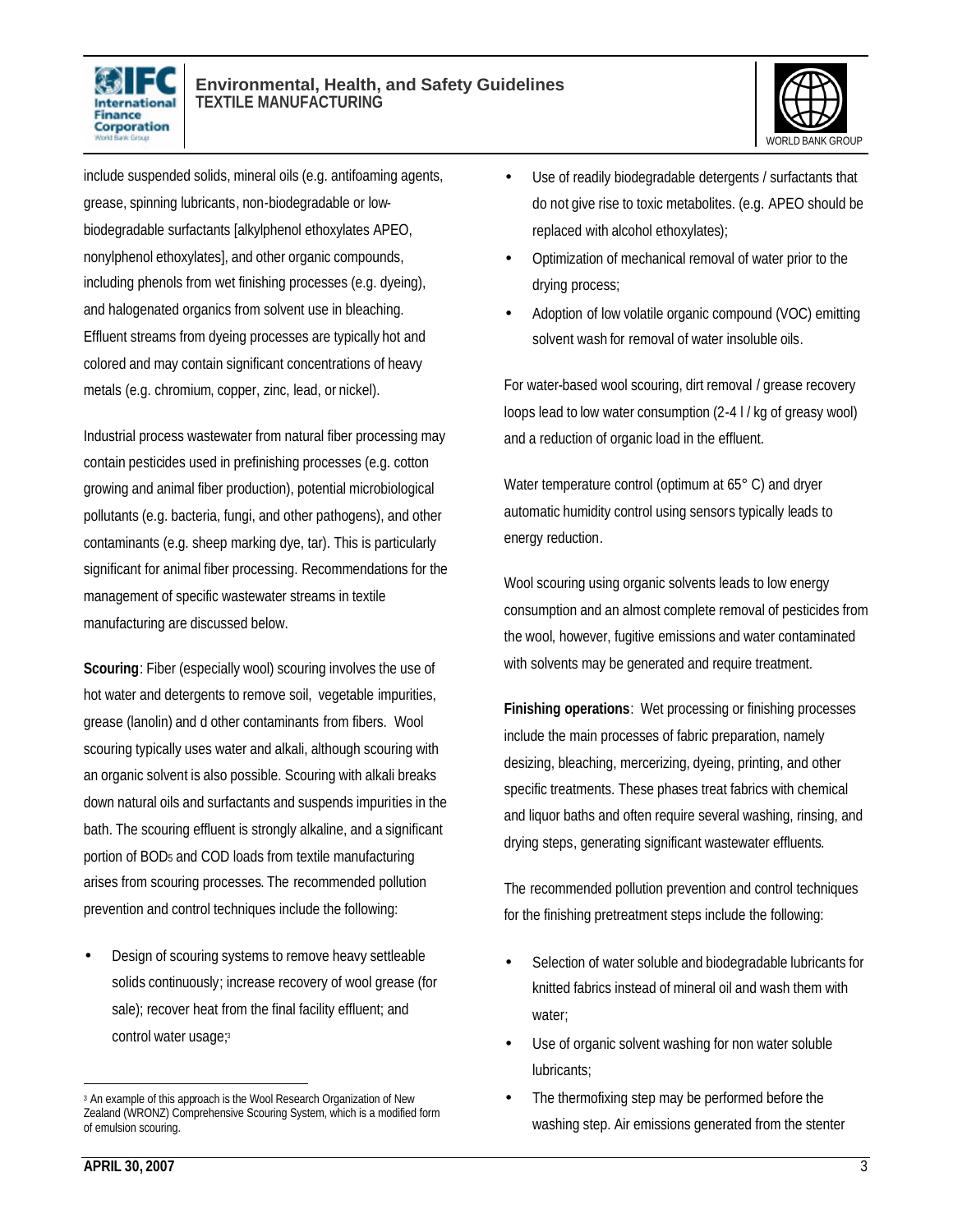include suspended solids, mineral oils (e.g. antifoaming agents, grease, spinning lubricants, non-biodegradable or low-biodegradable surfactants [alkylphenol ethoxylates APEO, nonylphenol ethoxylates], and other organic compounds, including phenols from wet finishing processes (e.g. dyeing), and halogenated organics from solvent use in bleaching. Effluent streams from dyeing processes are typically hot and colored and may contain significant concentrations of heavy metals (e.g. chromium, copper, zinc, lead, or nickel).

Industrial process wastewater from natural fiber processing may contain pesticides used in prefinishing processes (e.g. cotton growing and animal fiber production), potential microbiological pollutants (e.g. bacteria, fungi, and other pathogens), and other contaminants (e.g. sheep marking dye, tar). This is particularly significant for animal fiber processing. Recommendations for the management of specific wastewater streams in textile manufacturing are discussed below.

**Scouring**: Fiber (especially wool) scouring involves the use of hot water and detergents to remove soil, vegetable impurities, grease (lanolin) and d other contaminants from fibers. Wool scouring typically uses water and alkali, although scouring with an organic solvent is also possible. Scouring with alkali breaks down natural oils and surfactants and suspends impurities in the bath. The scouring effluent is strongly alkaline, and a significant portion of $BOD_5$ and COD loads from textile manufacturing arises from scouring processes. The recommended pollution prevention and control techniques include the following:

- Design of scouring systems to remove heavy settleable solids continuously; increase recovery of wool grease (for sale); recover heat from the final facility effluent; and control water usage;[3]
- Use of readily biodegradable detergents / surfactants that do not give rise to toxic metabolites. (e.g. APEO should be replaced with alcohol ethoxylates);
- Optimization of mechanical removal of water prior to the drying process;
- Adoption of low volatile organic compound (VOC) emitting solvent wash for removal of water insoluble oils.

For water-based wool scouring, dirt removal / grease recovery loops lead to low water consumption (2-4 l / kg of greasy wool) and a reduction of organic load in the effluent.

Water temperature control (optimum at 65° C) and dryer automatic humidity control using sensors typically leads to energy reduction.

Wool scouring using organic solvents leads to low energy consumption and an almost complete removal of pesticides from the wool, however, fugitive emissions and water contaminated with solvents may be generated and require treatment.

**Finishing operations**: Wet processing or finishing processes include the main processes of fabric preparation, namely desizing, bleaching, mercerizing, dyeing, printing, and other specific treatments. These phases treat fabrics with chemical and liquor baths and often require several washing, rinsing, and drying steps, generating significant wastewater effluents.

The recommended pollution prevention and control techniques for the finishing pretreatment steps include the following:

- Selection of water soluble and biodegradable lubricants for knitted fabrics instead of mineral oil and wash them with water;
- Use of organic solvent washing for non water soluble lubricants;
- The thermofixing step may be performed before the washing step. Air emissions generated from the stenter

[3] An example of this approach is the Wool Research Organization of New Zealand (WRONZ) Comprehensive Scouring System, which is a modified form of emulsion scouring.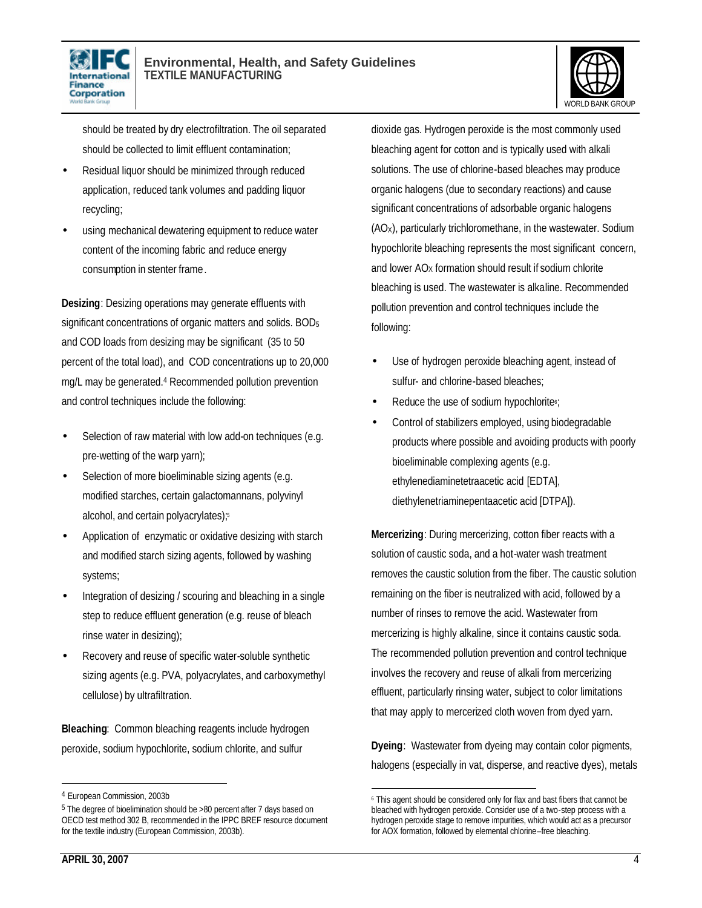should be treated by dry electrofiltration. The oil separated should be collected to limit effluent contamination;

- Residual liquor should be minimized through reduced application, reduced tank volumes and padding liquor recycling;
- using mechanical dewatering equipment to reduce water content of the incoming fabric and reduce energy consumption in stenter frame.

**Desizing**: Desizing operations may generate effluents with significant concentrations of organic matters and solids. $BOD_5$ and COD loads from desizing may be significant (35 to 50 percent of the total load), and COD concentrations up to 20,000 mg/L may be generated.[4] Recommended pollution prevention and control techniques include the following:

- Selection of raw material with low add-on techniques (e.g. pre-wetting of the warp yarn);
- Selection of more bioeliminable sizing agents (e.g. modified starches, certain galactomannans, polyvinyl alcohol, and certain polyacrylates);[5]
- Application of enzymatic or oxidative desizing with starch and modified starch sizing agents, followed by washing systems;
- Integration of desizing / scouring and bleaching in a single step to reduce effluent generation (e.g. reuse of bleach rinse water in desizing);
- Recovery and reuse of specific water-soluble synthetic sizing agents (e.g. PVA, polyacrylates, and carboxymethyl cellulose) by ultrafiltration.

**Bleaching**: Common bleaching reagents include hydrogen peroxide, sodium hypochlorite, sodium chlorite, and sulfur dioxide gas. Hydrogen peroxide is the most commonly used bleaching agent for cotton and is typically used with alkali solutions. The use of chlorine-based bleaches may produce organic halogens (due to secondary reactions) and cause significant concentrations of adsorbable organic halogens ($AO_X$), particularly trichloromethane, in the wastewater. Sodium hypochlorite bleaching represents the most significant concern, and lower $AO_X$ formation should result if sodium chlorite bleaching is used. The wastewater is alkaline. Recommended pollution prevention and control techniques include the following:

- Use of hydrogen peroxide bleaching agent, instead of sulfur- and chlorine-based bleaches;
- Reduce the use of sodium hypochlorite[6];
- Control of stabilizers employed, using biodegradable products where possible and avoiding products with poorly bioeliminable complexing agents (e.g. ethylenediaminetetraacetic acid [EDTA], diethylenetriaminepentaacetic acid [DTPA]).

**Mercerizing**: During mercerizing, cotton fiber reacts with a solution of caustic soda, and a hot-water wash treatment removes the caustic solution from the fiber. The caustic solution remaining on the fiber is neutralized with acid, followed by a number of rinses to remove the acid. Wastewater from mercerizing is highly alkaline, since it contains caustic soda. The recommended pollution prevention and control technique involves the recovery and reuse of alkali from mercerizing effluent, particularly rinsing water, subject to color limitations that may apply to mercerized cloth woven from dyed yarn.

**Dyeing**: Wastewater from dyeing may contain color pigments, halogens (especially in vat, disperse, and reactive dyes), metals

---

[4] European Commission, 2003b

[5] The degree of bioelimination should be >80 percent after 7 days based on OECD test method 302 B, recommended in the IPPC BREF resource document for the textile industry (European Commission, 2003b).

[6] This agent should be considered only for flax and bast fibers that cannot be bleached with hydrogen peroxide. Consider use of a two-step process with a hydrogen peroxide stage to remove impurities, which would act as a precursor for AOX formation, followed by elemental chlorine–free bleaching.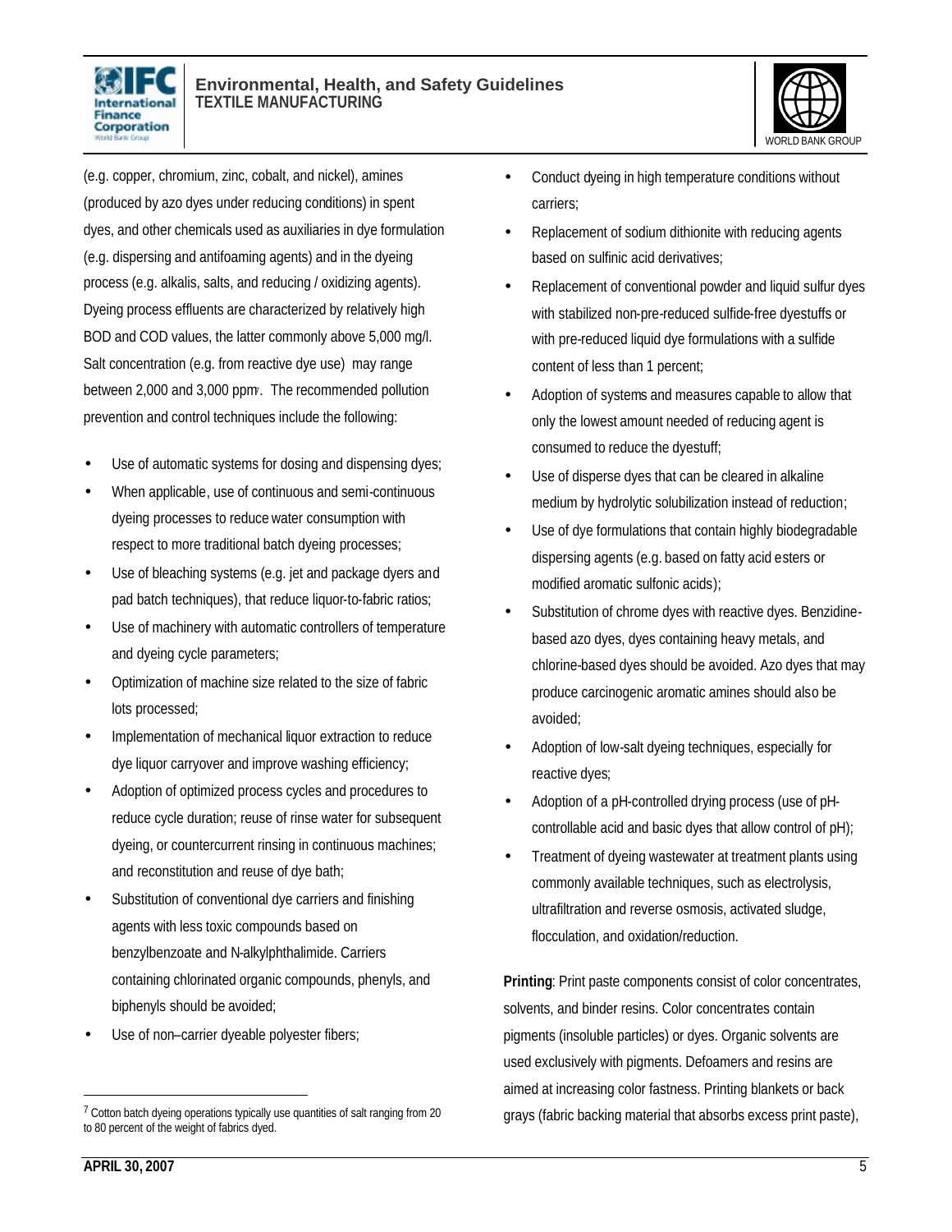(e.g. copper, chromium, zinc, cobalt, and nickel), amines (produced by azo dyes under reducing conditions) in spent dyes, and other chemicals used as auxiliaries in dye formulation (e.g. dispersing and antifoaming agents) and in the dyeing process (e.g. alkalis, salts, and reducing / oxidizing agents). Dyeing process effluents are characterized by relatively high BOD and COD values, the latter commonly above 5,000 mg/l. Salt concentration (e.g. from reactive dye use) may range between 2,000 and 3,000 ppm[7]. The recommended pollution prevention and control techniques include the following:

- Use of automatic systems for dosing and dispensing dyes;
- When applicable, use of continuous and semi-continuous dyeing processes to reduce water consumption with respect to more traditional batch dyeing processes;
- Use of bleaching systems (e.g. jet and package dyers and pad batch techniques), that reduce liquor-to-fabric ratios;
- Use of machinery with automatic controllers of temperature and dyeing cycle parameters;
- Optimization of machine size related to the size of fabric lots processed;
- Implementation of mechanical liquor extraction to reduce dye liquor carryover and improve washing efficiency;
- Adoption of optimized process cycles and procedures to reduce cycle duration; reuse of rinse water for subsequent dyeing, or countercurrent rinsing in continuous machines; and reconstitution and reuse of dye bath;
- Substitution of conventional dye carriers and finishing agents with less toxic compounds based on benzylbenzoate and N-alkylphthalimide. Carriers containing chlorinated organic compounds, phenyls, and biphenyls should be avoided;
- Use of non–carrier dyeable polyester fibers;
- Conduct dyeing in high temperature conditions without carriers;
- Replacement of sodium dithionite with reducing agents based on sulfinic acid derivatives;
- Replacement of conventional powder and liquid sulfur dyes with stabilized non-pre-reduced sulfide-free dyestuffs or with pre-reduced liquid dye formulations with a sulfide content of less than 1 percent;
- Adoption of systems and measures capable to allow that only the lowest amount needed of reducing agent is consumed to reduce the dyestuff;
- Use of disperse dyes that can be cleared in alkaline medium by hydrolytic solubilization instead of reduction;
- Use of dye formulations that contain highly biodegradable dispersing agents (e.g. based on fatty acid esters or modified aromatic sulfonic acids);
- Substitution of chrome dyes with reactive dyes. Benzidine-based azo dyes, dyes containing heavy metals, and chlorine-based dyes should be avoided. Azo dyes that may produce carcinogenic aromatic amines should also be avoided;
- Adoption of low-salt dyeing techniques, especially for reactive dyes;
- Adoption of a pH-controlled drying process (use of pH-controllable acid and basic dyes that allow control of pH);
- Treatment of dyeing wastewater at treatment plants using commonly available techniques, such as electrolysis, ultrafiltration and reverse osmosis, activated sludge, flocculation, and oxidation/reduction.

**Printing**: Print paste components consist of color concentrates, solvents, and binder resins. Color concentrates contain pigments (insoluble particles) or dyes. Organic solvents are used exclusively with pigments. Defoamers and resins are aimed at increasing color fastness. Printing blankets or back grays (fabric backing material that absorbs excess print paste),

[7] Cotton batch dyeing operations typically use quantities of salt ranging from 20 to 80 percent of the weight of fabrics dyed.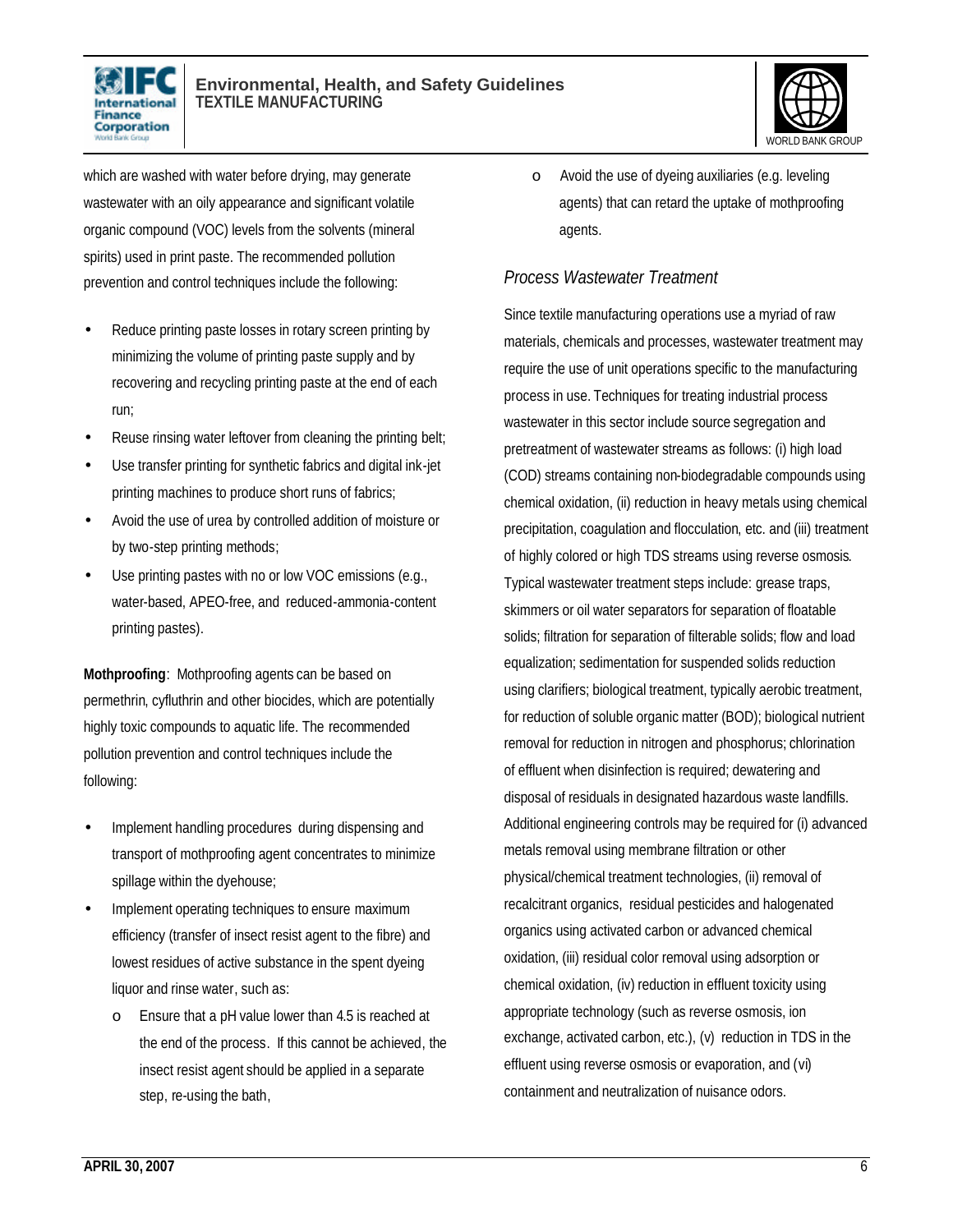which are washed with water before drying, may generate wastewater with an oily appearance and significant volatile organic compound (VOC) levels from the solvents (mineral spirits) used in print paste. The recommended pollution prevention and control techniques include the following:

- Reduce printing paste losses in rotary screen printing by minimizing the volume of printing paste supply and by recovering and recycling printing paste at the end of each run;
- Reuse rinsing water leftover from cleaning the printing belt;
- Use transfer printing for synthetic fabrics and digital ink-jet printing machines to produce short runs of fabrics;
- Avoid the use of urea by controlled addition of moisture or by two-step printing methods;
- Use printing pastes with no or low VOC emissions (e.g., water-based, APEO-free, and reduced-ammonia-content printing pastes).

**Mothproofing**: Mothproofing agents can be based on permethrin, cyfluthrin and other biocides, which are potentially highly toxic compounds to aquatic life. The recommended pollution prevention and control techniques include the following:

- Implement handling procedures during dispensing and transport of mothproofing agent concentrates to minimize spillage within the dyehouse;
- Implement operating techniques to ensure maximum efficiency (transfer of insect resist agent to the fibre) and lowest residues of active substance in the spent dyeing liquor and rinse water, such as:
  - Ensure that a pH value lower than 4.5 is reached at the end of the process. If this cannot be achieved, the insect resist agent should be applied in a separate step, re-using the bath,
  - Avoid the use of dyeing auxiliaries (e.g. leveling agents) that can retard the uptake of mothproofing agents.

### *Process Wastewater Treatment*

Since textile manufacturing operations use a myriad of raw materials, chemicals and processes, wastewater treatment may require the use of unit operations specific to the manufacturing process in use. Techniques for treating industrial process wastewater in this sector include source segregation and pretreatment of wastewater streams as follows: (i) high load (COD) streams containing non-biodegradable compounds using chemical oxidation, (ii) reduction in heavy metals using chemical precipitation, coagulation and flocculation, etc. and (iii) treatment of highly colored or high TDS streams using reverse osmosis. Typical wastewater treatment steps include: grease traps, skimmers or oil water separators for separation of floatable solids; filtration for separation of filterable solids; flow and load equalization; sedimentation for suspended solids reduction using clarifiers; biological treatment, typically aerobic treatment, for reduction of soluble organic matter (BOD); biological nutrient removal for reduction in nitrogen and phosphorus; chlorination of effluent when disinfection is required; dewatering and disposal of residuals in designated hazardous waste landfills. Additional engineering controls may be required for (i) advanced metals removal using membrane filtration or other physical/chemical treatment technologies, (ii) removal of recalcitrant organics, residual pesticides and halogenated organics using activated carbon or advanced chemical oxidation, (iii) residual color removal using adsorption or chemical oxidation, (iv) reduction in effluent toxicity using appropriate technology (such as reverse osmosis, ion exchange, activated carbon, etc.), (v) reduction in TDS in the effluent using reverse osmosis or evaporation, and (vi) containment and neutralization of nuisance odors.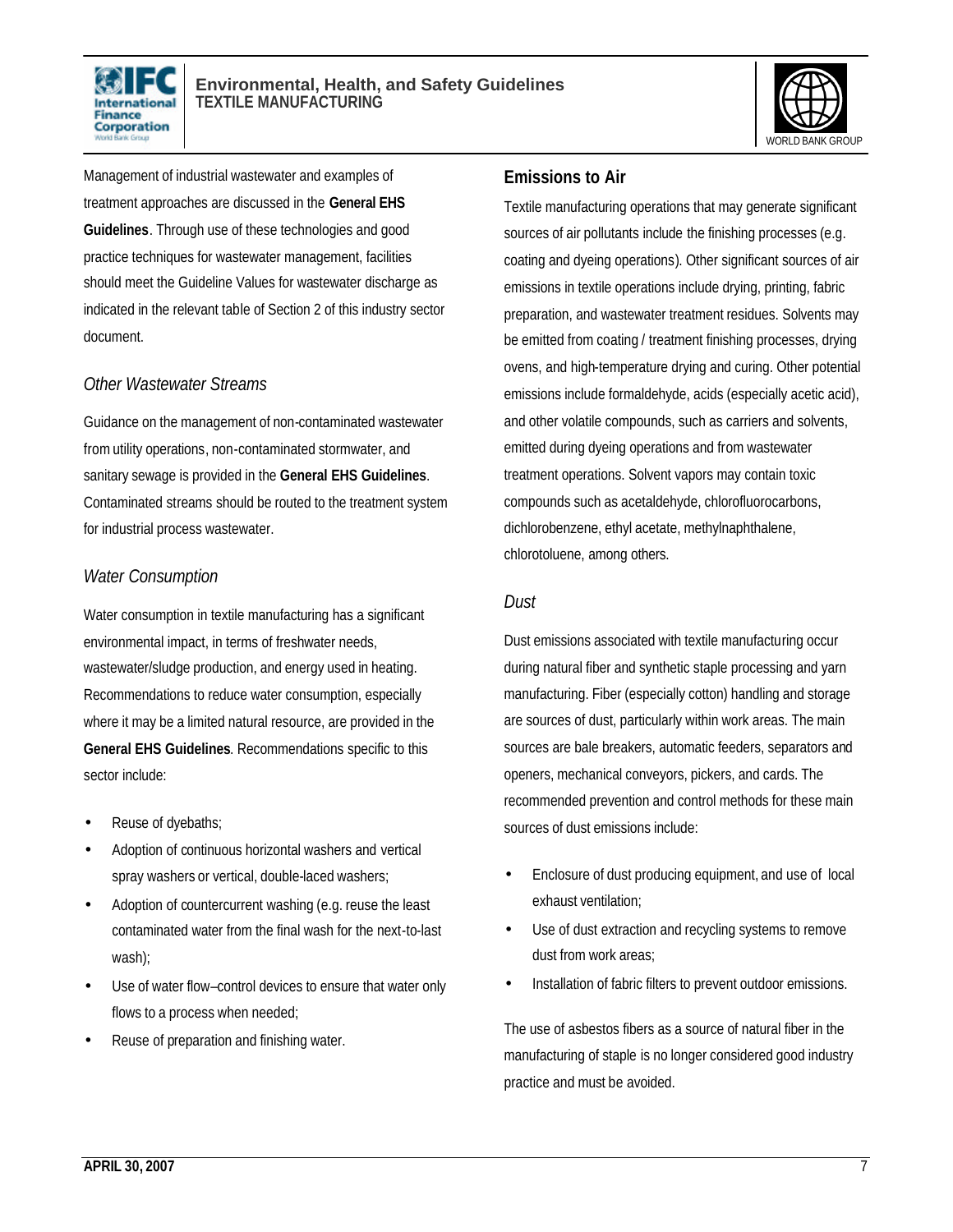Management of industrial wastewater and examples of treatment approaches are discussed in the **General EHS Guidelines**. Through use of these technologies and good practice techniques for wastewater management, facilities should meet the Guideline Values for wastewater discharge as indicated in the relevant table of Section 2 of this industry sector document.

### *Other Wastewater Streams*

Guidance on the management of non-contaminated wastewater from utility operations, non-contaminated stormwater, and sanitary sewage is provided in the **General EHS Guidelines**. Contaminated streams should be routed to the treatment system for industrial process wastewater.

### *Water Consumption*

Water consumption in textile manufacturing has a significant environmental impact, in terms of freshwater needs, wastewater/sludge production, and energy used in heating. Recommendations to reduce water consumption, especially where it may be a limited natural resource, are provided in the **General EHS Guidelines**. Recommendations specific to this sector include:

- Reuse of dyebaths;
- Adoption of continuous horizontal washers and vertical spray washers or vertical, double-laced washers;
- Adoption of countercurrent washing (e.g. reuse the least contaminated water from the final wash for the next-to-last wash);
- Use of water flow–control devices to ensure that water only flows to a process when needed;
- Reuse of preparation and finishing water.

## Emissions to Air

Textile manufacturing operations that may generate significant sources of air pollutants include the finishing processes (e.g. coating and dyeing operations). Other significant sources of air emissions in textile operations include drying, printing, fabric preparation, and wastewater treatment residues. Solvents may be emitted from coating / treatment finishing processes, drying ovens, and high-temperature drying and curing. Other potential emissions include formaldehyde, acids (especially acetic acid), and other volatile compounds, such as carriers and solvents, emitted during dyeing operations and from wastewater treatment operations. Solvent vapors may contain toxic compounds such as acetaldehyde, chlorofluorocarbons, dichlorobenzene, ethyl acetate, methylnaphthalene, chlorotoluene, among others.

### *Dust*

Dust emissions associated with textile manufacturing occur during natural fiber and synthetic staple processing and yarn manufacturing. Fiber (especially cotton) handling and storage are sources of dust, particularly within work areas. The main sources are bale breakers, automatic feeders, separators and openers, mechanical conveyors, pickers, and cards. The recommended prevention and control methods for these main sources of dust emissions include:

- Enclosure of dust producing equipment, and use of local exhaust ventilation;
- Use of dust extraction and recycling systems to remove dust from work areas;
- Installation of fabric filters to prevent outdoor emissions.

The use of asbestos fibers as a source of natural fiber in the manufacturing of staple is no longer considered good industry practice and must be avoided.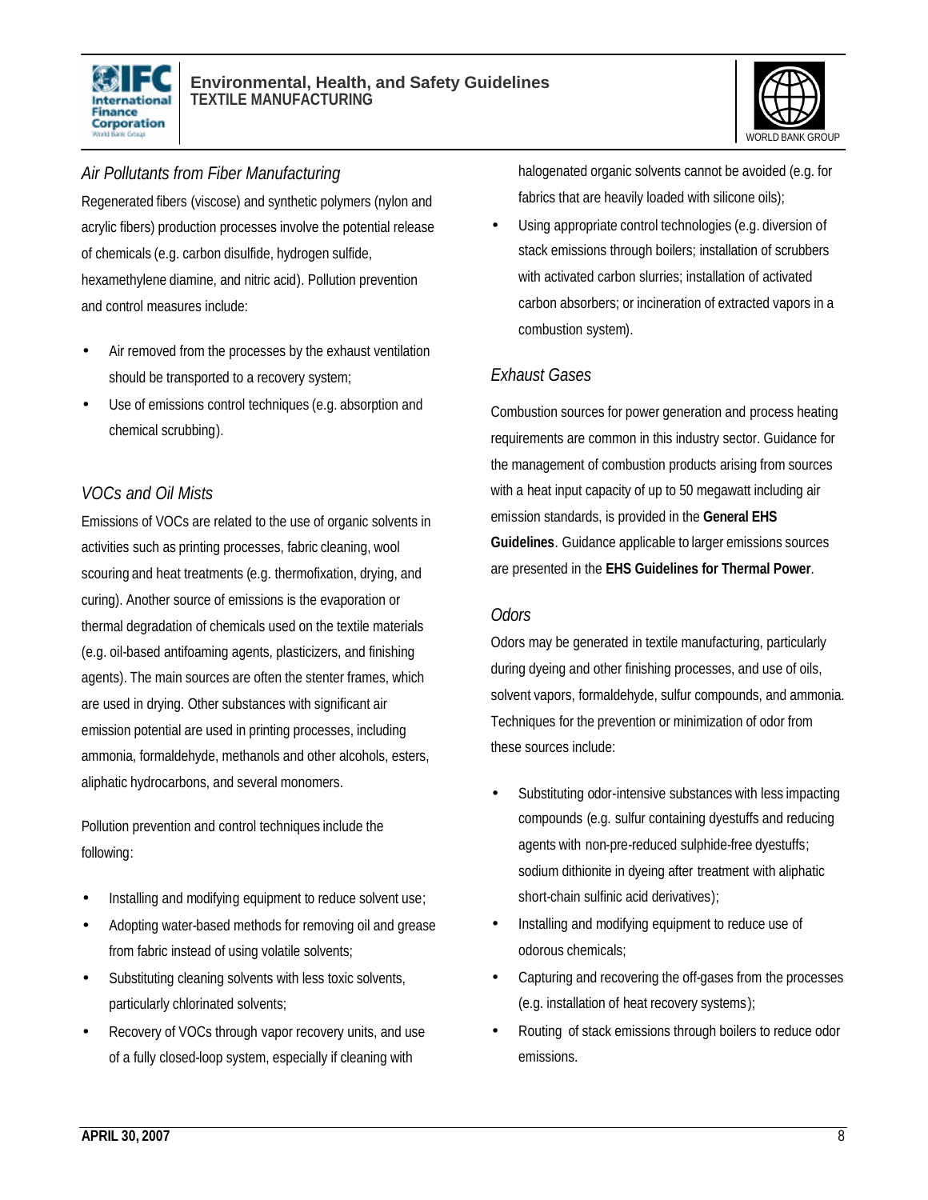### *Air Pollutants from Fiber Manufacturing*

Regenerated fibers (viscose) and synthetic polymers (nylon and acrylic fibers) production processes involve the potential release of chemicals (e.g. carbon disulfide, hydrogen sulfide, hexamethylene diamine, and nitric acid). Pollution prevention and control measures include:

- Air removed from the processes by the exhaust ventilation should be transported to a recovery system;
- Use of emissions control techniques (e.g. absorption and chemical scrubbing).

### *VOCs and Oil Mists*

Emissions of VOCs are related to the use of organic solvents in activities such as printing processes, fabric cleaning, wool scouring and heat treatments (e.g. thermofixation, drying, and curing). Another source of emissions is the evaporation or thermal degradation of chemicals used on the textile materials (e.g. oil-based antifoaming agents, plasticizers, and finishing agents). The main sources are often the stenter frames, which are used in drying. Other substances with significant air emission potential are used in printing processes, including ammonia, formaldehyde, methanols and other alcohols, esters, aliphatic hydrocarbons, and several monomers.

Pollution prevention and control techniques include the following:

- Installing and modifying equipment to reduce solvent use;
- Adopting water-based methods for removing oil and grease from fabric instead of using volatile solvents;
- Substituting cleaning solvents with less toxic solvents, particularly chlorinated solvents;
- Recovery of VOCs through vapor recovery units, and use of a fully closed-loop system, especially if cleaning with halogenated organic solvents cannot be avoided (e.g. for fabrics that are heavily loaded with silicone oils);
- Using appropriate control technologies (e.g. diversion of stack emissions through boilers; installation of scrubbers with activated carbon slurries; installation of activated carbon absorbers; or incineration of extracted vapors in a combustion system).

### *Exhaust Gases*

Combustion sources for power generation and process heating requirements are common in this industry sector. Guidance for the management of combustion products arising from sources with a heat input capacity of up to 50 megawatt including air emission standards, is provided in the **General EHS Guidelines**. Guidance applicable to larger emissions sources are presented in the **EHS Guidelines for Thermal Power**.

### *Odors*

Odors may be generated in textile manufacturing, particularly during dyeing and other finishing processes, and use of oils, solvent vapors, formaldehyde, sulfur compounds, and ammonia. Techniques for the prevention or minimization of odor from these sources include:

- Substituting odor-intensive substances with less impacting compounds (e.g. sulfur containing dyestuffs and reducing agents with non-pre-reduced sulphide-free dyestuffs; sodium dithionite in dyeing after treatment with aliphatic short-chain sulfinic acid derivatives);
- Installing and modifying equipment to reduce use of odorous chemicals;
- Capturing and recovering the off-gases from the processes (e.g. installation of heat recovery systems);
- Routing of stack emissions through boilers to reduce odor emissions.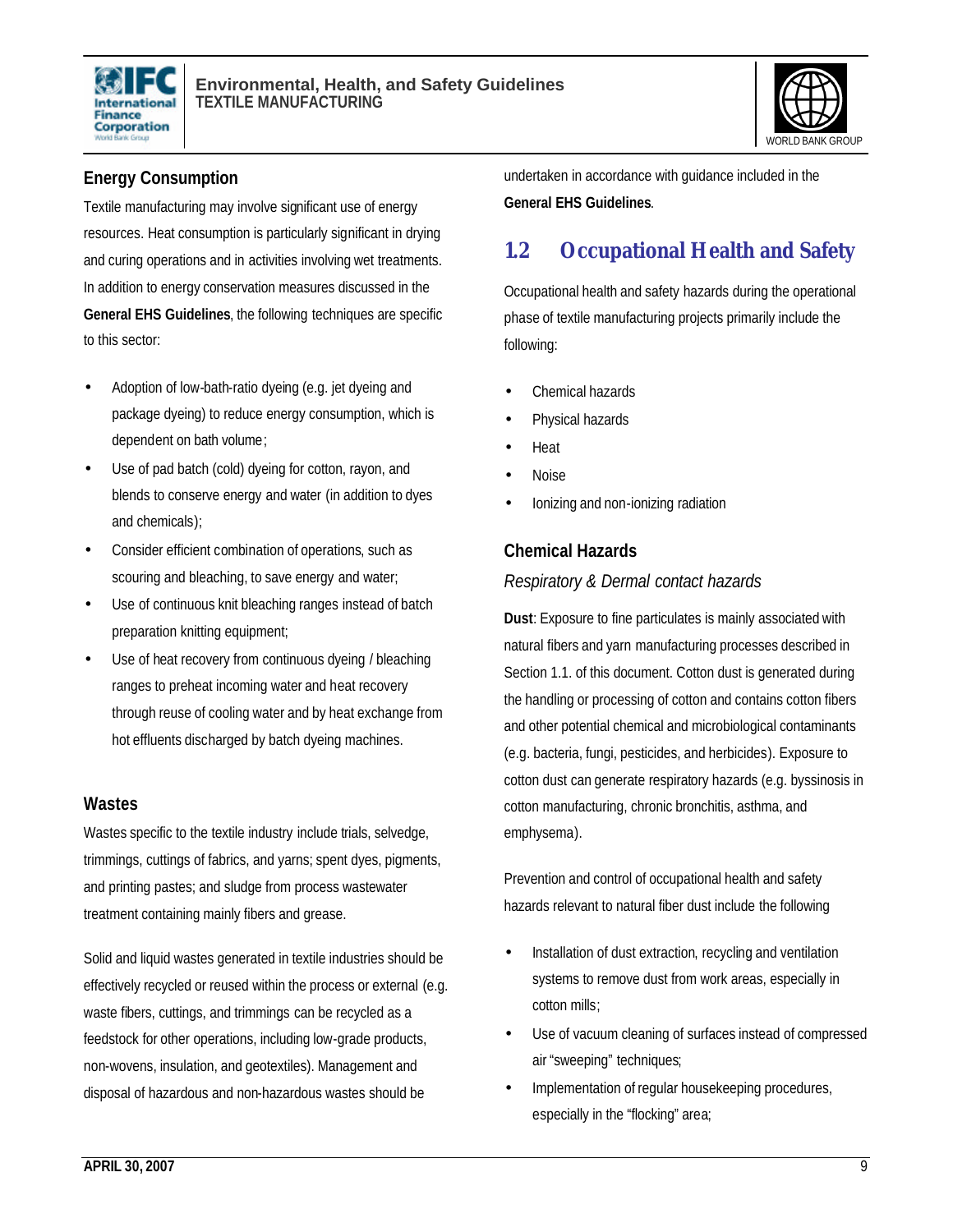### Energy Consumption

Textile manufacturing may involve significant use of energy resources. Heat consumption is particularly significant in drying and curing operations and in activities involving wet treatments. In addition to energy conservation measures discussed in the **General EHS Guidelines**, the following techniques are specific to this sector:

- Adoption of low-bath-ratio dyeing (e.g. jet dyeing and package dyeing) to reduce energy consumption, which is dependent on bath volume;
- Use of pad batch (cold) dyeing for cotton, rayon, and blends to conserve energy and water (in addition to dyes and chemicals);
- Consider efficient combination of operations, such as scouring and bleaching, to save energy and water;
- Use of continuous knit bleaching ranges instead of batch preparation knitting equipment;
- Use of heat recovery from continuous dyeing / bleaching ranges to preheat incoming water and heat recovery through reuse of cooling water and by heat exchange from hot effluents discharged by batch dyeing machines.

### Wastes

Wastes specific to the textile industry include trials, selvedge, trimmings, cuttings of fabrics, and yarns; spent dyes, pigments, and printing pastes; and sludge from process wastewater treatment containing mainly fibers and grease.

Solid and liquid wastes generated in textile industries should be effectively recycled or reused within the process or external (e.g. waste fibers, cuttings, and trimmings can be recycled as a feedstock for other operations, including low-grade products, non-wovens, insulation, and geotextiles). Management and disposal of hazardous and non-hazardous wastes should be undertaken in accordance with guidance included in the **General EHS Guidelines**.

## 1.2 Occupational Health and Safety

Occupational health and safety hazards during the operational phase of textile manufacturing projects primarily include the following:

- Chemical hazards
- Physical hazards
- Heat
- Noise
- Ionizing and non-ionizing radiation

### Chemical Hazards

*Respiratory & Dermal contact hazards*

**Dust**: Exposure to fine particulates is mainly associated with natural fibers and yarn manufacturing processes described in Section 1.1. of this document. Cotton dust is generated during the handling or processing of cotton and contains cotton fibers and other potential chemical and microbiological contaminants (e.g. bacteria, fungi, pesticides, and herbicides). Exposure to cotton dust can generate respiratory hazards (e.g. byssinosis in cotton manufacturing, chronic bronchitis, asthma, and emphysema).

Prevention and control of occupational health and safety hazards relevant to natural fiber dust include the following

- Installation of dust extraction, recycling and ventilation systems to remove dust from work areas, especially in cotton mills;
- Use of vacuum cleaning of surfaces instead of compressed air "sweeping" techniques;
- Implementation of regular housekeeping procedures, especially in the "flocking" area;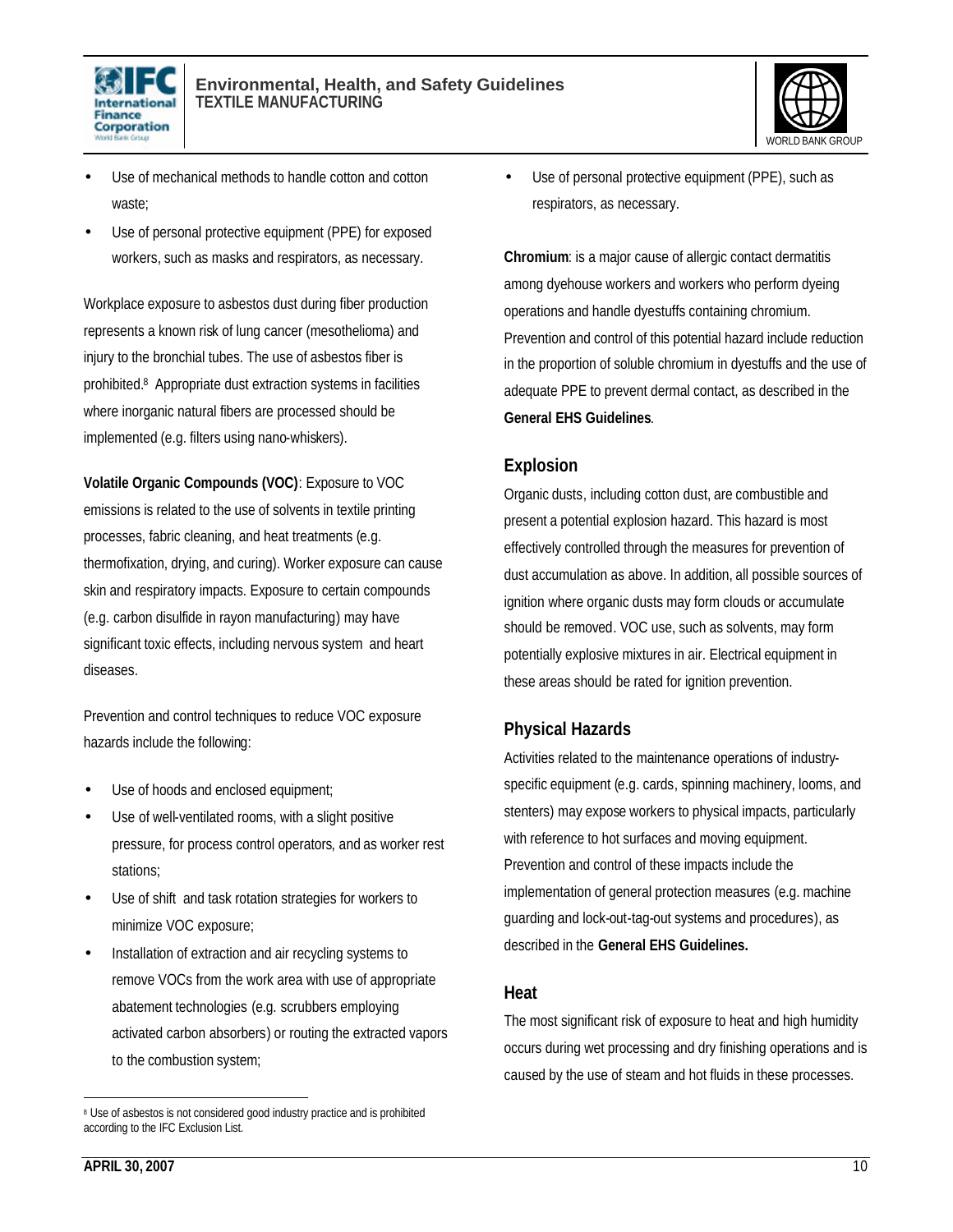- Use of mechanical methods to handle cotton and cotton waste;
- Use of personal protective equipment (PPE) for exposed workers, such as masks and respirators, as necessary.

Workplace exposure to asbestos dust during fiber production represents a known risk of lung cancer (mesothelioma) and injury to the bronchial tubes. The use of asbestos fiber is prohibited.[8] Appropriate dust extraction systems in facilities where inorganic natural fibers are processed should be implemented (e.g. filters using nano-whiskers).

**Volatile Organic Compounds (VOC)**: Exposure to VOC emissions is related to the use of solvents in textile printing processes, fabric cleaning, and heat treatments (e.g. thermofixation, drying, and curing). Worker exposure can cause skin and respiratory impacts. Exposure to certain compounds (e.g. carbon disulfide in rayon manufacturing) may have significant toxic effects, including nervous system and heart diseases.

Prevention and control techniques to reduce VOC exposure hazards include the following:

- Use of hoods and enclosed equipment;
- Use of well-ventilated rooms, with a slight positive pressure, for process control operators, and as worker rest stations;
- Use of shift and task rotation strategies for workers to minimize VOC exposure;
- Installation of extraction and air recycling systems to remove VOCs from the work area with use of appropriate abatement technologies (e.g. scrubbers employing activated carbon absorbers) or routing the extracted vapors to the combustion system;
- Use of personal protective equipment (PPE), such as respirators, as necessary.

**Chromium**: is a major cause of allergic contact dermatitis among dyehouse workers and workers who perform dyeing operations and handle dyestuffs containing chromium. Prevention and control of this potential hazard include reduction in the proportion of soluble chromium in dyestuffs and the use of adequate PPE to prevent dermal contact, as described in the **General EHS Guidelines**.

## Explosion

Organic dusts, including cotton dust, are combustible and present a potential explosion hazard. This hazard is most effectively controlled through the measures for prevention of dust accumulation as above. In addition, all possible sources of ignition where organic dusts may form clouds or accumulate should be removed. VOC use, such as solvents, may form potentially explosive mixtures in air. Electrical equipment in these areas should be rated for ignition prevention.

## Physical Hazards

Activities related to the maintenance operations of industry-specific equipment (e.g. cards, spinning machinery, looms, and stenters) may expose workers to physical impacts, particularly with reference to hot surfaces and moving equipment. Prevention and control of these impacts include the implementation of general protection measures (e.g. machine guarding and lock-out-tag-out systems and procedures), as described in the **General EHS Guidelines.**

## Heat

The most significant risk of exposure to heat and high humidity occurs during wet processing and dry finishing operations and is caused by the use of steam and hot fluids in these processes.

---

[8] Use of asbestos is not considered good industry practice and is prohibited according to the IFC Exclusion List.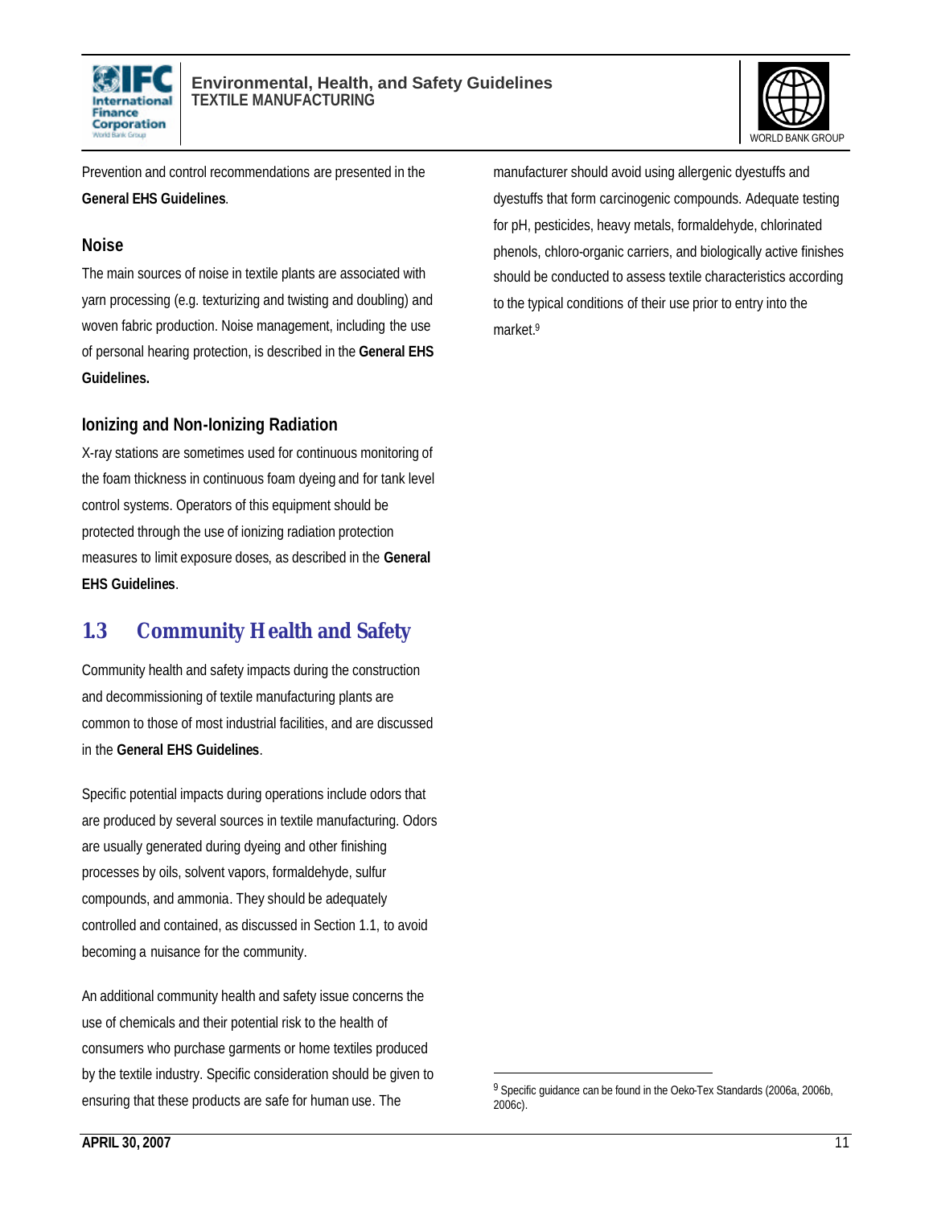Prevention and control recommendations are presented in the **General EHS Guidelines**.

### Noise

The main sources of noise in textile plants are associated with yarn processing (e.g. texturizing and twisting and doubling) and woven fabric production. Noise management, including the use of personal hearing protection, is described in the **General EHS Guidelines.**

### Ionizing and Non-Ionizing Radiation

X-ray stations are sometimes used for continuous monitoring of the foam thickness in continuous foam dyeing and for tank level control systems. Operators of this equipment should be protected through the use of ionizing radiation protection measures to limit exposure doses, as described in the **General EHS Guidelines**.

## 1.3 Community Health and Safety

Community health and safety impacts during the construction and decommissioning of textile manufacturing plants are common to those of most industrial facilities, and are discussed in the **General EHS Guidelines**.

Specific potential impacts during operations include odors that are produced by several sources in textile manufacturing. Odors are usually generated during dyeing and other finishing processes by oils, solvent vapors, formaldehyde, sulfur compounds, and ammonia. They should be adequately controlled and contained, as discussed in Section 1.1, to avoid becoming a nuisance for the community.

An additional community health and safety issue concerns the use of chemicals and their potential risk to the health of consumers who purchase garments or home textiles produced by the textile industry. Specific consideration should be given to ensuring that these products are safe for human use. The manufacturer should avoid using allergenic dyestuffs and dyestuffs that form carcinogenic compounds. Adequate testing for pH, pesticides, heavy metals, formaldehyde, chlorinated phenols, chloro-organic carriers, and biologically active finishes should be conducted to assess textile characteristics according to the typical conditions of their use prior to entry into the market.[9]

[9] Specific guidance can be found in the Oeko-Tex Standards (2006a, 2006b, 2006c).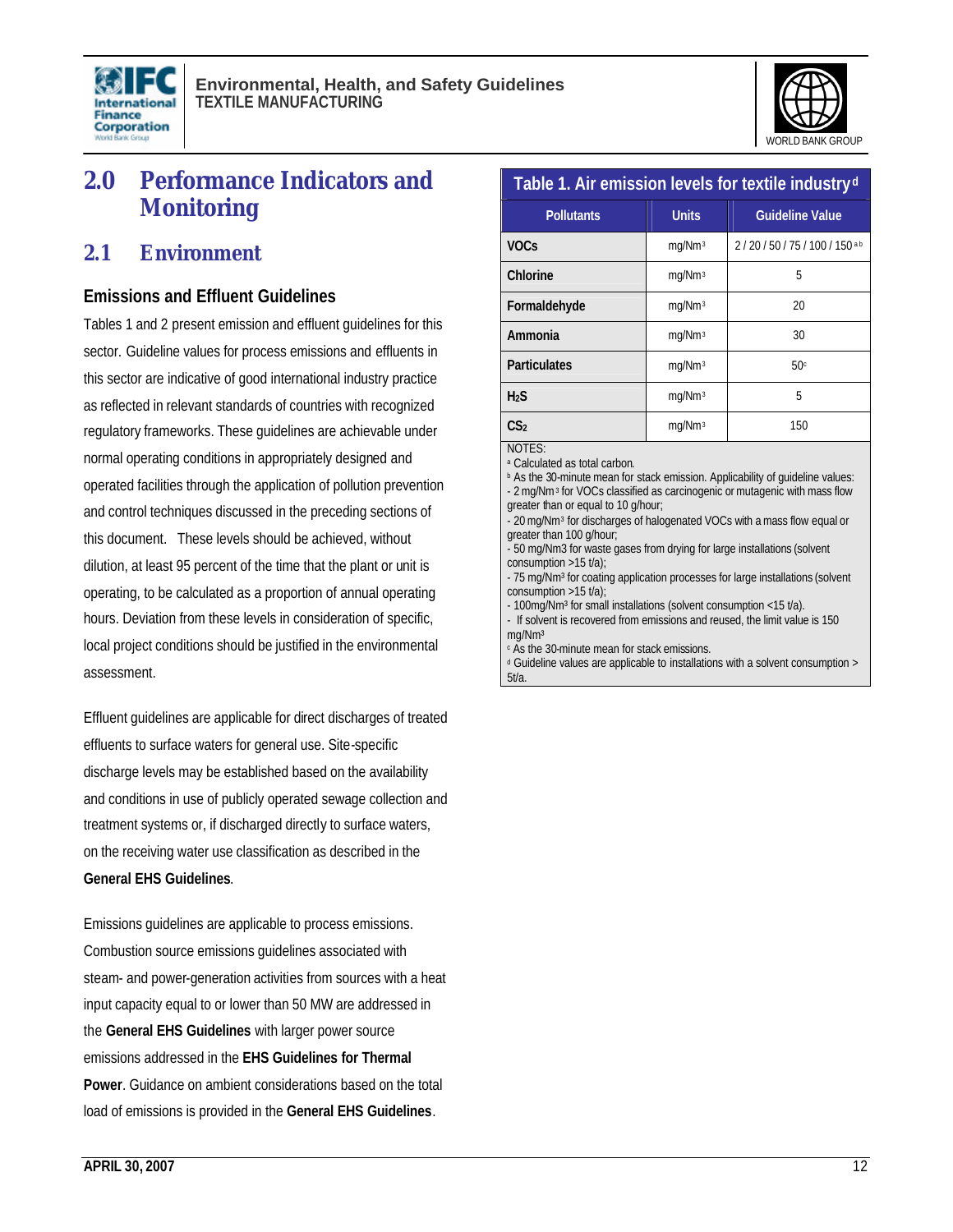# 2.0 Performance Indicators and Monitoring

## 2.1 Environment

### Emissions and Effluent Guidelines

Tables 1 and 2 present emission and effluent guidelines for this sector. Guideline values for process emissions and effluents in this sector are indicative of good international industry practice as reflected in relevant standards of countries with recognized regulatory frameworks. These guidelines are achievable under normal operating conditions in appropriately designed and operated facilities through the application of pollution prevention and control techniques discussed in the preceding sections of this document. These levels should be achieved, without dilution, at least 95 percent of the time that the plant or unit is operating, to be calculated as a proportion of annual operating hours. Deviation from these levels in consideration of specific, local project conditions should be justified in the environmental assessment.

Effluent guidelines are applicable for direct discharges of treated effluents to surface waters for general use. Site-specific discharge levels may be established based on the availability and conditions in use of publicly operated sewage collection and treatment systems or, if discharged directly to surface waters, on the receiving water use classification as described in the **General EHS Guidelines**.

Emissions guidelines are applicable to process emissions. Combustion source emissions guidelines associated with steam- and power-generation activities from sources with a heat input capacity equal to or lower than 50 MW are addressed in the **General EHS Guidelines** with larger power source emissions addressed in the **EHS Guidelines for Thermal Power**. Guidance on ambient considerations based on the total load of emissions is provided in the **General EHS Guidelines**.

**Table 1. Air emission levels for textile industry[d]**

| Pollutants | Units | Guideline Value |
|---|---|---|
| VOCs | $mg/Nm^3$ | 2 / 20 / 50 / 75 / 100 / 150 [a b] |
| Chlorine | $mg/Nm^3$ | 5 |
| Formaldehyde | $mg/Nm^3$ | 20 |
| Ammonia | $mg/Nm^3$ | 30 |
| Particulates | $mg/Nm^3$ | 50[c] |
| $H_2S$ | $mg/Nm^3$ | 5 |
| $CS_2$ | $mg/Nm^3$ | 150 |

NOTES:
[a] Calculated as total carbon.
[b] As the 30-minute mean for stack emission. Applicability of guideline values:
- 2 $mg/Nm^3$ for VOCs classified as carcinogenic or mutagenic with mass flow greater than or equal to 10 g/hour;
- 20 $mg/Nm^3$ for discharges of halogenated VOCs with a mass flow equal or greater than 100 g/hour;
- 50 mg/Nm3 for waste gases from drying for large installations (solvent consumption >15 t/a);
- 75 $mg/Nm^3$ for coating application processes for large installations (solvent consumption >15 t/a);
- 100mg/$Nm^3$ for small installations (solvent consumption <15 t/a).
- If solvent is recovered from emissions and reused, the limit value is 150 $mg/Nm^3$
[c] As the 30-minute mean for stack emissions.
[d] Guideline values are applicable to installations with a solvent consumption > 5t/a.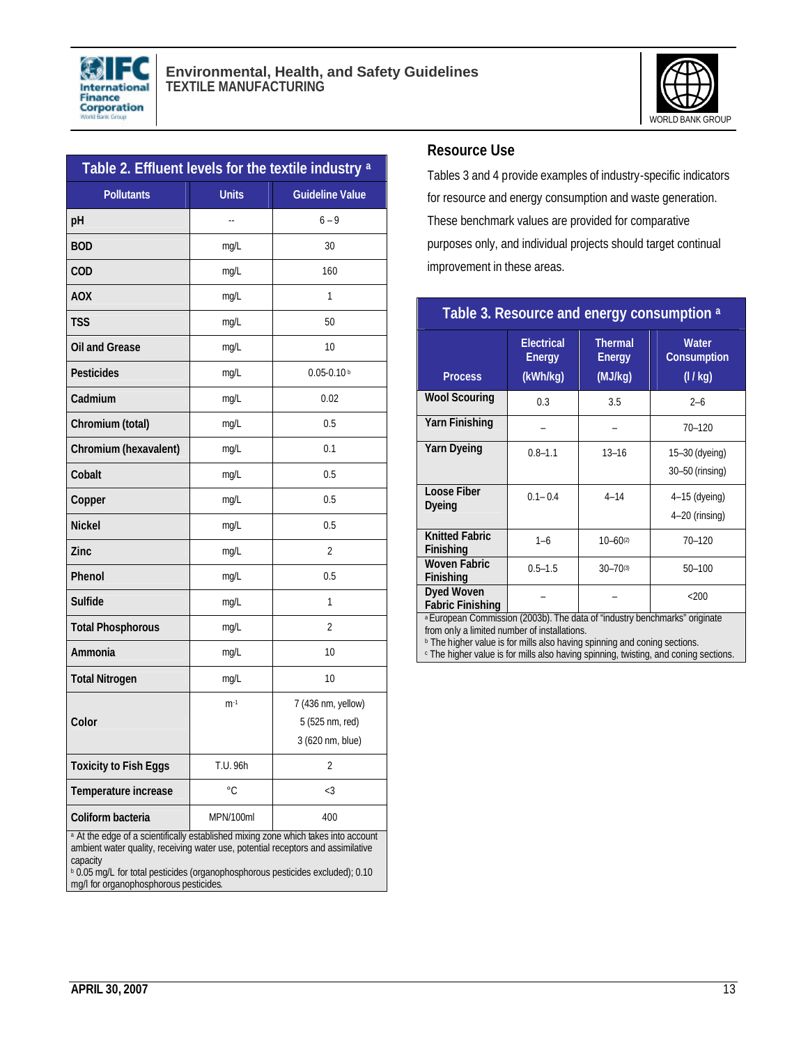**Table 2. Effluent levels for the textile industry [a]**

| Pollutants | Units | Guideline Value |
|---|---|---|
| pH | -- | 6 – 9 |
| BOD | mg/L | 30 |
| COD | mg/L | 160 |
| AOX | mg/L | 1 |
| TSS | mg/L | 50 |
| Oil and Grease | mg/L | 10 |
| Pesticides | mg/L | 0.05-0.10 [b] |
| Cadmium | mg/L | 0.02 |
| Chromium (total) | mg/L | 0.5 |
| Chromium (hexavalent) | mg/L | 0.1 |
| Cobalt | mg/L | 0.5 |
| Copper | mg/L | 0.5 |
| Nickel | mg/L | 0.5 |
| Zinc | mg/L | 2 |
| Phenol | mg/L | 0.5 |
| Sulfide | mg/L | 1 |
| Total Phosphorous | mg/L | 2 |
| Ammonia | mg/L | 10 |
| Total Nitrogen | mg/L | 10 |
| Color | $m^{-1}$ | 7 (436 nm, yellow)<br>5 (525 nm, red)<br>3 (620 nm, blue) |
| Toxicity to Fish Eggs | T.U. 96h | 2 |
| Temperature increase | °C | <3 |
| Coliform bacteria | MPN/100ml | 400 |

[a] At the edge of a scientifically established mixing zone which takes into account ambient water quality, receiving water use, potential receptors and assimilative capacity
[b] 0.05 mg/L for total pesticides (organophosphorous pesticides excluded); 0.10 mg/l for organophosphorous pesticides.

## Resource Use

Tables 3 and 4 provide examples of industry-specific indicators for resource and energy consumption and waste generation. These benchmark values are provided for comparative purposes only, and individual projects should target continual improvement in these areas.

**Table 3. Resource and energy consumption [a]**

| Process | Electrical Energy (kWh/kg) | Thermal Energy (MJ/kg) | Water Consumption (l / kg) |
|---|---|---|---|
| Wool Scouring | 0.3 | 3.5 | 2–6 |
| Yarn Finishing | – | – | 70–120 |
| Yarn Dyeing | 0.8–1.1 | 13–16 | 15–30 (dyeing)<br>30–50 (rinsing) |
| Loose Fiber Dyeing | 0.1– 0.4 | 4–14 | 4–15 (dyeing)<br>4–20 (rinsing) |
| Knitted Fabric Finishing | 1–6 | 10–60 [(2)] | 70–120 |
| Woven Fabric Finishing | 0.5–1.5 | 30–70 [(3)] | 50–100 |
| Dyed Woven Fabric Finishing | – | – | <200 |

[a] European Commission (2003b). The data of "industry benchmarks" originate from only a limited number of installations.
[b] The higher value is for mills also having spinning and coning sections.
[c] The higher value is for mills also having spinning, twisting, and coning sections.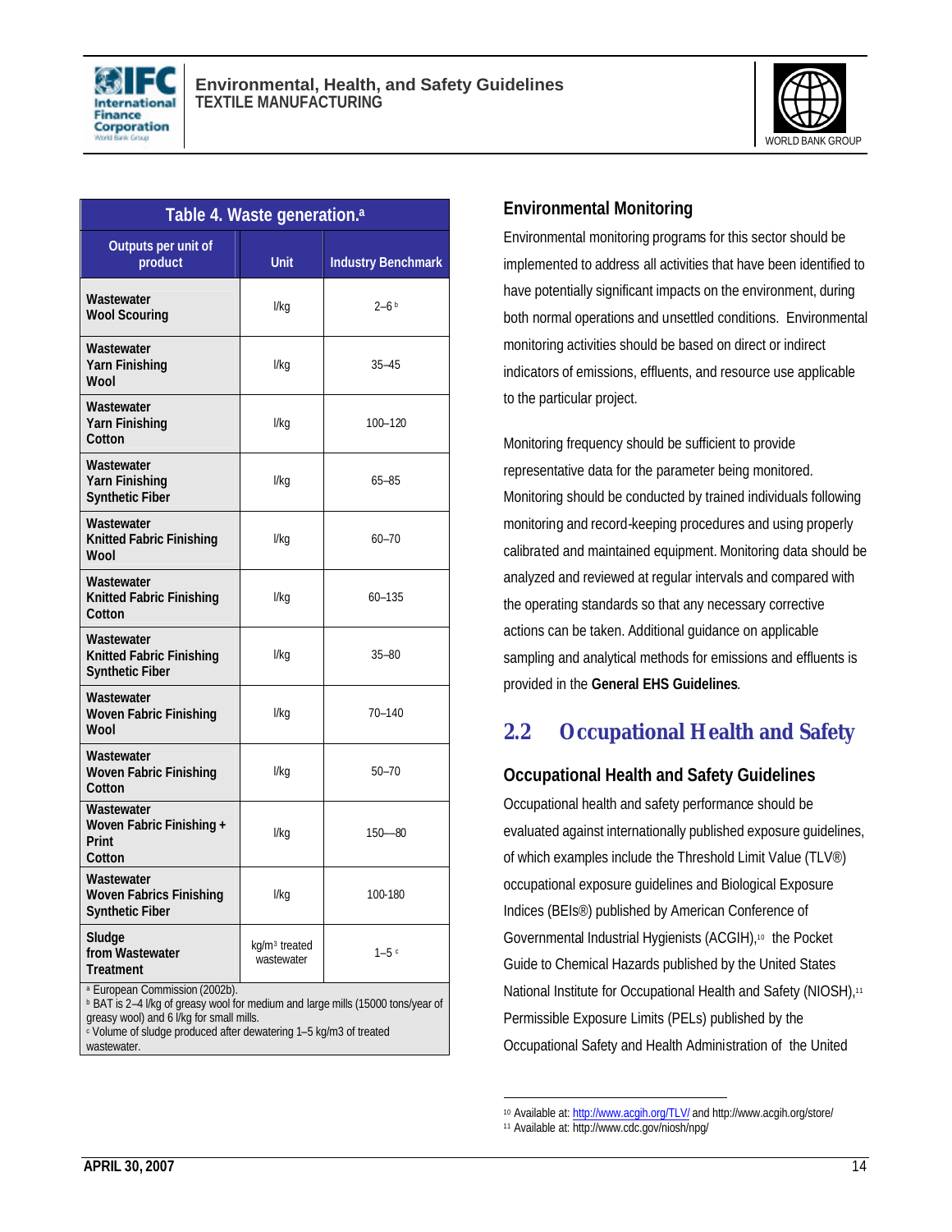**Table 4. Waste generation.**[a]

| Outputs per unit of product | Unit | Industry Benchmark |
|---|---|---|
| **Wastewater Wool Scouring** | l/kg | 2–6 [b] |
| **Wastewater Yarn Finishing Wool** | l/kg | 35–45 |
| **Wastewater Yarn Finishing Cotton** | l/kg | 100–120 |
| **Wastewater Yarn Finishing Synthetic Fiber** | l/kg | 65–85 |
| **Wastewater Knitted Fabric Finishing Wool** | l/kg | 60–70 |
| **Wastewater Knitted Fabric Finishing Cotton** | l/kg | 60–135 |
| **Wastewater Knitted Fabric Finishing Synthetic Fiber** | l/kg | 35–80 |
| **Wastewater Woven Fabric Finishing Wool** | l/kg | 70–140 |
| **Wastewater Woven Fabric Finishing Cotton** | l/kg | 50–70 |
| **Wastewater Woven Fabric Finishing + Print Cotton** | l/kg | 150—80 |
| **Wastewater Woven Fabrics Finishing Synthetic Fiber** | l/kg | 100-180 |
| **Sludge from Wastewater Treatment** | $kg/m^3$ treated wastewater | 1–5 [c] |

[a] European Commission (2002b).
[b] BAT is 2–4 l/kg of greasy wool for medium and large mills (15000 tons/year of greasy wool) and 6 l/kg for small mills.
[c] Volume of sludge produced after dewatering 1–5 kg/m3 of treated wastewater.

### Environmental Monitoring

Environmental monitoring programs for this sector should be implemented to address all activities that have been identified to have potentially significant impacts on the environment, during both normal operations and unsettled conditions. Environmental monitoring activities should be based on direct or indirect indicators of emissions, effluents, and resource use applicable to the particular project.

Monitoring frequency should be sufficient to provide representative data for the parameter being monitored. Monitoring should be conducted by trained individuals following monitoring and record-keeping procedures and using properly calibrated and maintained equipment. Monitoring data should be analyzed and reviewed at regular intervals and compared with the operating standards so that any necessary corrective actions can be taken. Additional guidance on applicable sampling and analytical methods for emissions and effluents is provided in the **General EHS Guidelines**.

## 2.2 Occupational Health and Safety

### Occupational Health and Safety Guidelines

Occupational health and safety performance should be evaluated against internationally published exposure guidelines, of which examples include the Threshold Limit Value (TLV®) occupational exposure guidelines and Biological Exposure Indices (BEIs®) published by American Conference of Governmental Industrial Hygienists (ACGIH),[10] the Pocket Guide to Chemical Hazards published by the United States National Institute for Occupational Health and Safety (NIOSH),[11] Permissible Exposure Limits (PELs) published by the Occupational Safety and Health Administration of the United

[10] Available at: http://www.acgih.org/TLV/ and http://www.acgih.org/store/
[11] Available at: http://www.cdc.gov/niosh/npg/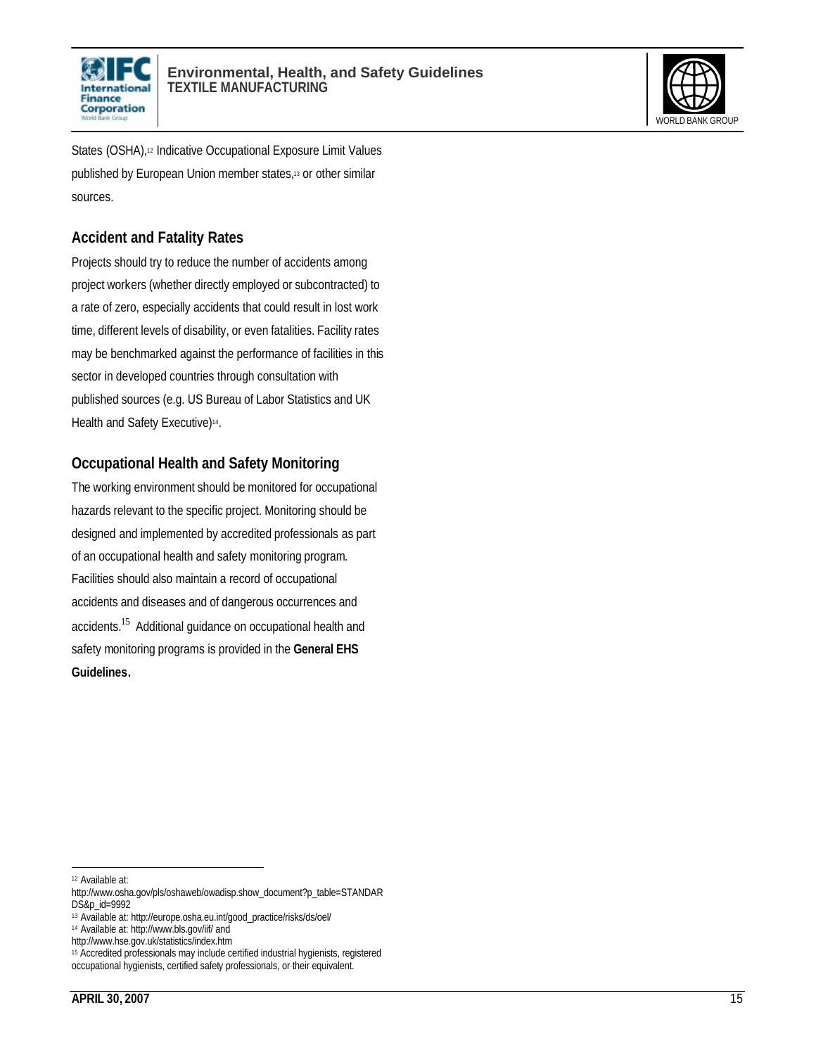States (OSHA),[12] Indicative Occupational Exposure Limit Values published by European Union member states,[13] or other similar sources.

## Accident and Fatality Rates

Projects should try to reduce the number of accidents among project workers (whether directly employed or subcontracted) to a rate of zero, especially accidents that could result in lost work time, different levels of disability, or even fatalities. Facility rates may be benchmarked against the performance of facilities in this sector in developed countries through consultation with published sources (e.g. US Bureau of Labor Statistics and UK Health and Safety Executive)[14].

## Occupational Health and Safety Monitoring

The working environment should be monitored for occupational hazards relevant to the specific project. Monitoring should be designed and implemented by accredited professionals as part of an occupational health and safety monitoring program. Facilities should also maintain a record of occupational accidents and diseases and of dangerous occurrences and accidents.[15] Additional guidance on occupational health and safety monitoring programs is provided in the **General EHS Guidelines**.

---

[12] Available at: http://www.osha.gov/pls/oshaweb/owadisp.show_document?p_table=STANDARDS&p_id=9992

[13] Available at: http://europe.osha.eu.int/good_practice/risks/ds/oel/

[14] Available at: http://www.bls.gov/iif/ and http://www.hse.gov.uk/statistics/index.htm

[15] Accredited professionals may include certified industrial hygienists, registered occupational hygienists, certified safety professionals, or their equivalent.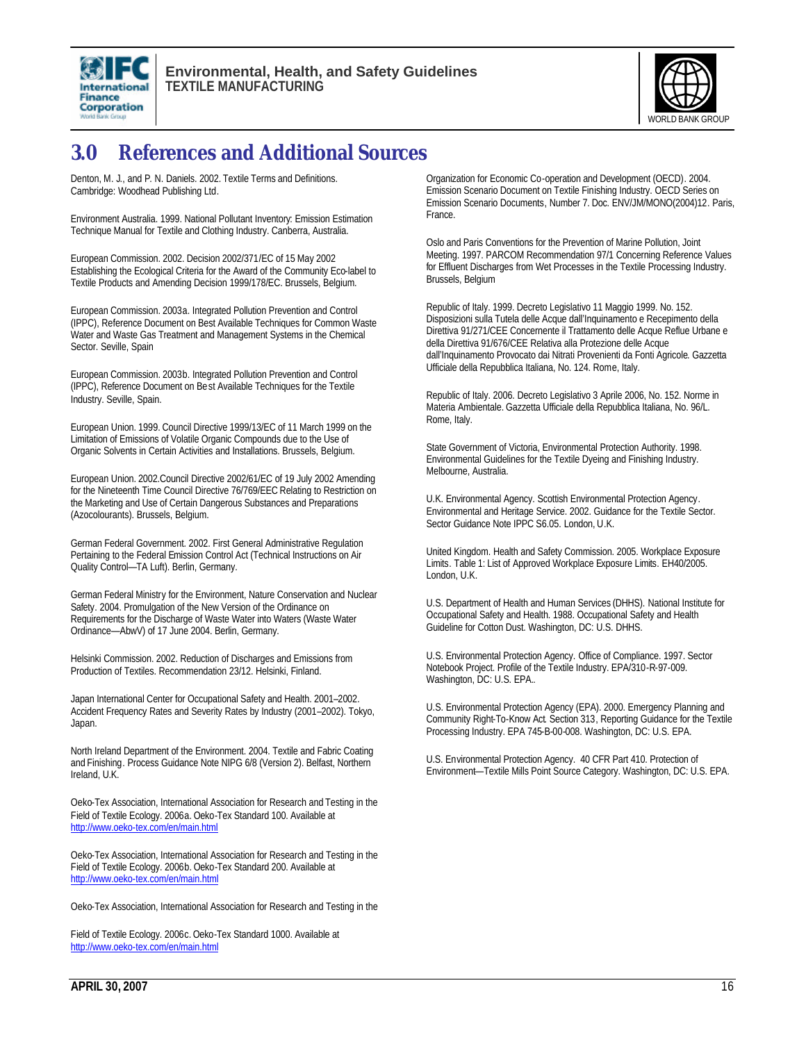# 3.0 References and Additional Sources

Denton, M. J., and P. N. Daniels. 2002. Textile Terms and Definitions. Cambridge: Woodhead Publishing Ltd.

Environment Australia. 1999. National Pollutant Inventory: Emission Estimation Technique Manual for Textile and Clothing Industry. Canberra, Australia.

European Commission. 2002. Decision 2002/371/EC of 15 May 2002 Establishing the Ecological Criteria for the Award of the Community Eco-label to Textile Products and Amending Decision 1999/178/EC. Brussels, Belgium.

European Commission. 2003a. Integrated Pollution Prevention and Control (IPPC), Reference Document on Best Available Techniques for Common Waste Water and Waste Gas Treatment and Management Systems in the Chemical Sector. Seville, Spain

European Commission. 2003b. Integrated Pollution Prevention and Control (IPPC), Reference Document on Best Available Techniques for the Textile Industry. Seville, Spain.

European Union. 1999. Council Directive 1999/13/EC of 11 March 1999 on the Limitation of Emissions of Volatile Organic Compounds due to the Use of Organic Solvents in Certain Activities and Installations. Brussels, Belgium.

European Union. 2002.Council Directive 2002/61/EC of 19 July 2002 Amending for the Nineteenth Time Council Directive 76/769/EEC Relating to Restriction on the Marketing and Use of Certain Dangerous Substances and Preparations (Azocolourants). Brussels, Belgium.

German Federal Government. 2002. First General Administrative Regulation Pertaining to the Federal Emission Control Act (Technical Instructions on Air Quality Control—TA Luft). Berlin, Germany.

German Federal Ministry for the Environment, Nature Conservation and Nuclear Safety. 2004. Promulgation of the New Version of the Ordinance on Requirements for the Discharge of Waste Water into Waters (Waste Water Ordinance—AbwV) of 17 June 2004. Berlin, Germany.

Helsinki Commission. 2002. Reduction of Discharges and Emissions from Production of Textiles. Recommendation 23/12. Helsinki, Finland.

Japan International Center for Occupational Safety and Health. 2001–2002. Accident Frequency Rates and Severity Rates by Industry (2001–2002). Tokyo, Japan.

North Ireland Department of the Environment. 2004. Textile and Fabric Coating and Finishing. Process Guidance Note NIPG 6/8 (Version 2). Belfast, Northern Ireland, U.K.

Oeko-Tex Association, International Association for Research and Testing in the Field of Textile Ecology. 2006a. Oeko-Tex Standard 100. Available at http://www.oeko-tex.com/en/main.html

Oeko-Tex Association, International Association for Research and Testing in the Field of Textile Ecology. 2006b. Oeko-Tex Standard 200. Available at http://www.oeko-tex.com/en/main.html

Oeko-Tex Association, International Association for Research and Testing in the Field of Textile Ecology. 2006c. Oeko-Tex Standard 1000. Available at http://www.oeko-tex.com/en/main.html

Organization for Economic Co-operation and Development (OECD). 2004. Emission Scenario Document on Textile Finishing Industry. OECD Series on Emission Scenario Documents, Number 7. Doc. ENV/JM/MONO(2004)12. Paris, France.

Oslo and Paris Conventions for the Prevention of Marine Pollution, Joint Meeting. 1997. PARCOM Recommendation 97/1 Concerning Reference Values for Effluent Discharges from Wet Processes in the Textile Processing Industry. Brussels, Belgium

Republic of Italy. 1999. Decreto Legislativo 11 Maggio 1999. No. 152. Disposizioni sulla Tutela delle Acque dall'Inquinamento e Recepimento della Direttiva 91/271/CEE Concernente il Trattamento delle Acque Reflue Urbane e della Direttiva 91/676/CEE Relativa alla Protezione delle Acque dall'Inquinamento Provocato dai Nitrati Provenienti da Fonti Agricole. Gazzetta Ufficiale della Repubblica Italiana, No. 124. Rome, Italy.

Republic of Italy. 2006. Decreto Legislativo 3 Aprile 2006, No. 152. Norme in Materia Ambientale. Gazzetta Ufficiale della Repubblica Italiana, No. 96/L. Rome, Italy.

State Government of Victoria, Environmental Protection Authority. 1998. Environmental Guidelines for the Textile Dyeing and Finishing Industry. Melbourne, Australia.

U.K. Environmental Agency. Scottish Environmental Protection Agency. Environmental and Heritage Service. 2002. Guidance for the Textile Sector. Sector Guidance Note IPPC S6.05. London, U.K.

United Kingdom. Health and Safety Commission. 2005. Workplace Exposure Limits. Table 1: List of Approved Workplace Exposure Limits. EH40/2005. London, U.K.

U.S. Department of Health and Human Services (DHHS). National Institute for Occupational Safety and Health. 1988. Occupational Safety and Health Guideline for Cotton Dust. Washington, DC: U.S. DHHS.

U.S. Environmental Protection Agency. Office of Compliance. 1997. Sector Notebook Project. Profile of the Textile Industry. EPA/310-R-97-009. Washington, DC: U.S. EPA..

U.S. Environmental Protection Agency (EPA). 2000. Emergency Planning and Community Right-To-Know Act. Section 313, Reporting Guidance for the Textile Processing Industry. EPA 745-B-00-008. Washington, DC: U.S. EPA.

U.S. Environmental Protection Agency. 40 CFR Part 410. Protection of Environment—Textile Mills Point Source Category. Washington, DC: U.S. EPA.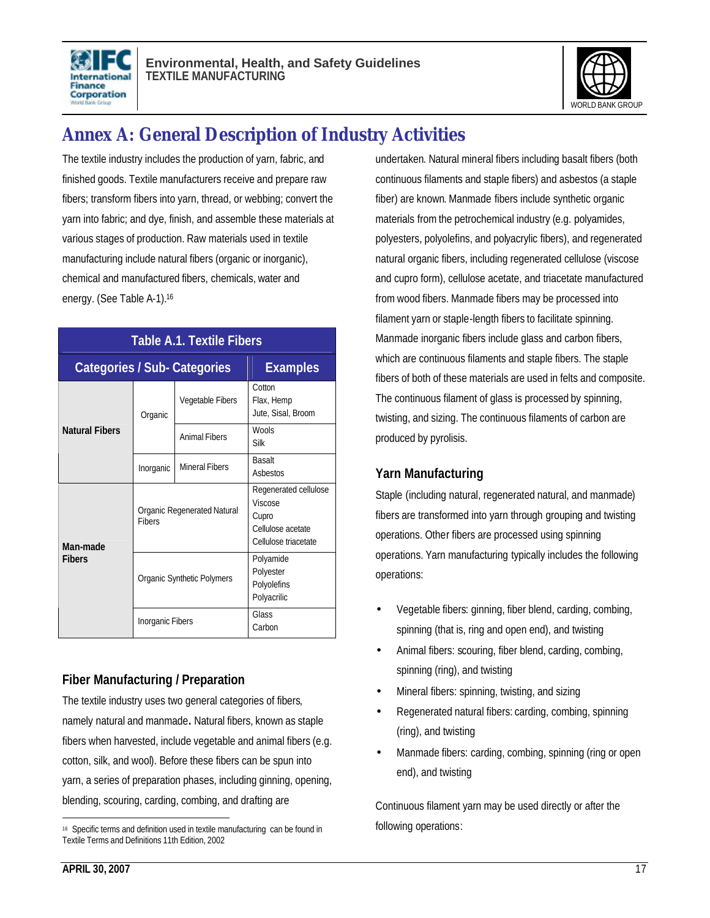# Annex A: General Description of Industry Activities

The textile industry includes the production of yarn, fabric, and finished goods. Textile manufacturers receive and prepare raw fibers; transform fibers into yarn, thread, or webbing; convert the yarn into fabric; and dye, finish, and assemble these materials at various stages of production. Raw materials used in textile manufacturing include natural fibers (organic or inorganic), chemical and manufactured fibers, chemicals, water and energy. (See Table A-1).[16]

**Table A.1. Textile Fibers**

| Categories / Sub- Categories | | | Examples |
|---|---|---|---|
| Natural Fibers | Organic | Vegetable Fibers | Cotton<br>Flax, Hemp<br>Jute, Sisal, Broom |
| | | Animal Fibers | Wools<br>Silk |
| | Inorganic | Mineral Fibers | Basalt<br>Asbestos |
| Man-made Fibers | Organic Regenerated Natural Fibers | | Regenerated cellulose<br>Viscose<br>Cupro<br>Cellulose acetate<br>Cellulose triacetate |
| | Organic Synthetic Polymers | | Polyamide<br>Polyester<br>Polyolefins<br>Polyacrilic |
| | Inorganic Fibers | | Glass<br>Carbon |

## Fiber Manufacturing / Preparation

The textile industry uses two general categories of fibers, namely natural and manmade. Natural fibers, known as staple fibers when harvested, include vegetable and animal fibers (e.g. cotton, silk, and wool). Before these fibers can be spun into yarn, a series of preparation phases, including ginning, opening, blending, scouring, carding, combing, and drafting are undertaken. Natural mineral fibers including basalt fibers (both continuous filaments and staple fibers) and asbestos (a staple fiber) are known. Manmade fibers include synthetic organic materials from the petrochemical industry (e.g. polyamides, polyesters, polyolefins, and polyacrylic fibers), and regenerated natural organic fibers, including regenerated cellulose (viscose and cupro form), cellulose acetate, and triacetate manufactured from wood fibers. Manmade fibers may be processed into filament yarn or staple-length fibers to facilitate spinning. Manmade inorganic fibers include glass and carbon fibers, which are continuous filaments and staple fibers. The staple fibers of both of these materials are used in felts and composite. The continuous filament of glass is processed by spinning, twisting, and sizing. The continuous filaments of carbon are produced by pyrolisis.

## Yarn Manufacturing

Staple (including natural, regenerated natural, and manmade) fibers are transformed into yarn through grouping and twisting operations. Other fibers are processed using spinning operations. Yarn manufacturing typically includes the following operations:

- Vegetable fibers: ginning, fiber blend, carding, combing, spinning (that is, ring and open end), and twisting
- Animal fibers: scouring, fiber blend, carding, combing, spinning (ring), and twisting
- Mineral fibers: spinning, twisting, and sizing
- Regenerated natural fibers: carding, combing, spinning (ring), and twisting
- Manmade fibers: carding, combing, spinning (ring or open end), and twisting

Continuous filament yarn may be used directly or after the following operations:

[16] Specific terms and definition used in textile manufacturing can be found in Textile Terms and Definitions 11th Edition, 2002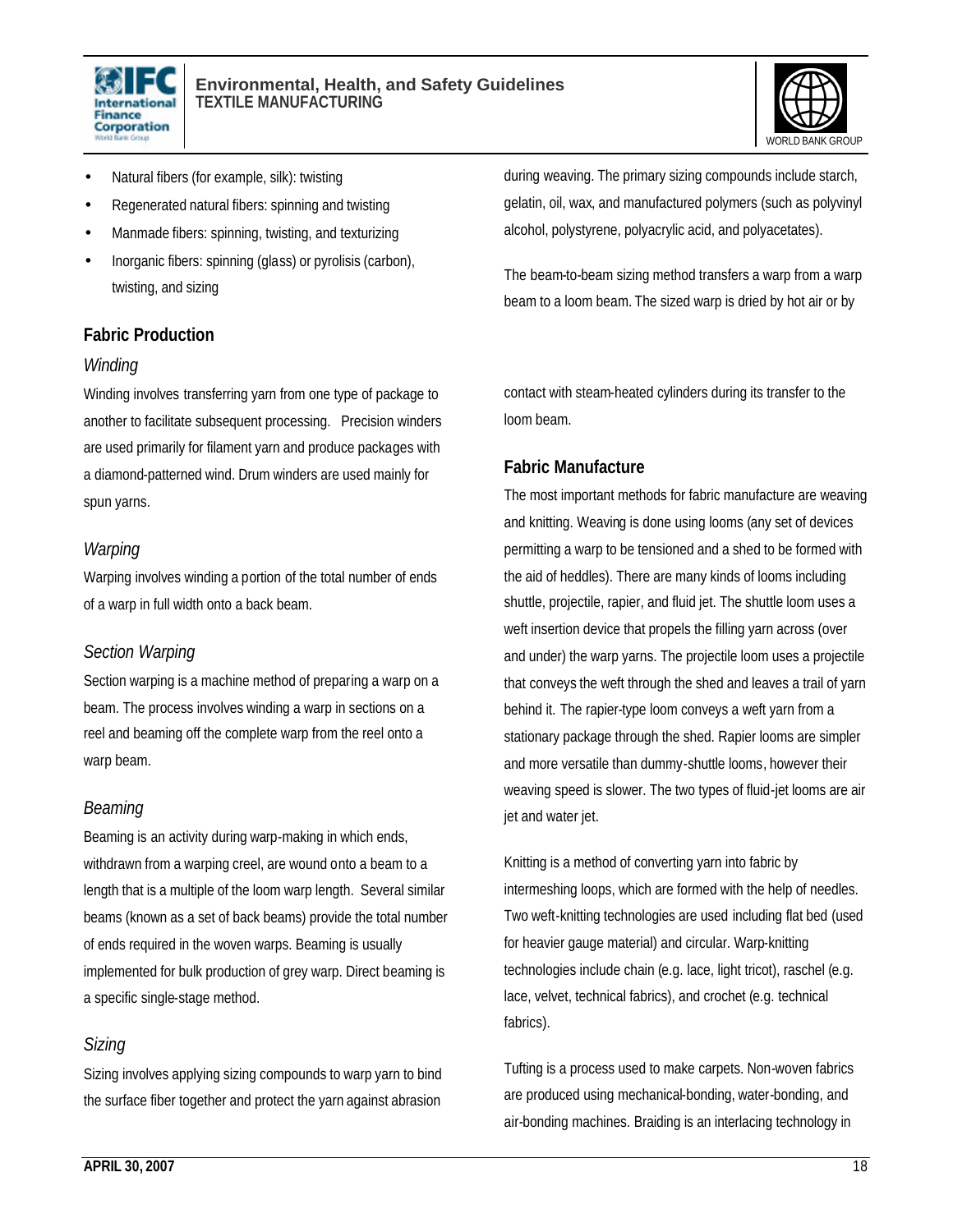- Natural fibers (for example, silk): twisting
- Regenerated natural fibers: spinning and twisting
- Manmade fibers: spinning, twisting, and texturizing
- Inorganic fibers: spinning (glass) or pyrolisis (carbon), twisting, and sizing

### Fabric Production

#### *Winding*

Winding involves transferring yarn from one type of package to another to facilitate subsequent processing. Precision winders are used primarily for filament yarn and produce packages with a diamond-patterned wind. Drum winders are used mainly for spun yarns.

#### *Warping*

Warping involves winding a portion of the total number of ends of a warp in full width onto a back beam.

#### *Section Warping*

Section warping is a machine method of preparing a warp on a beam. The process involves winding a warp in sections on a reel and beaming off the complete warp from the reel onto a warp beam.

#### *Beaming*

Beaming is an activity during warp-making in which ends, withdrawn from a warping creel, are wound onto a beam to a length that is a multiple of the loom warp length. Several similar beams (known as a set of back beams) provide the total number of ends required in the woven warps. Beaming is usually implemented for bulk production of grey warp. Direct beaming is a specific single-stage method.

#### *Sizing*

Sizing involves applying sizing compounds to warp yarn to bind the surface fiber together and protect the yarn against abrasion during weaving. The primary sizing compounds include starch, gelatin, oil, wax, and manufactured polymers (such as polyvinyl alcohol, polystyrene, polyacrylic acid, and polyacetates).

The beam-to-beam sizing method transfers a warp from a warp beam to a loom beam. The sized warp is dried by hot air or by contact with steam-heated cylinders during its transfer to the loom beam.

### Fabric Manufacture

The most important methods for fabric manufacture are weaving and knitting. Weaving is done using looms (any set of devices permitting a warp to be tensioned and a shed to be formed with the aid of heddles). There are many kinds of looms including shuttle, projectile, rapier, and fluid jet. The shuttle loom uses a weft insertion device that propels the filling yarn across (over and under) the warp yarns. The projectile loom uses a projectile that conveys the weft through the shed and leaves a trail of yarn behind it. The rapier-type loom conveys a weft yarn from a stationary package through the shed. Rapier looms are simpler and more versatile than dummy-shuttle looms, however their weaving speed is slower. The two types of fluid-jet looms are air jet and water jet.

Knitting is a method of converting yarn into fabric by intermeshing loops, which are formed with the help of needles. Two weft-knitting technologies are used including flat bed (used for heavier gauge material) and circular. Warp-knitting technologies include chain (e.g. lace, light tricot), raschel (e.g. lace, velvet, technical fabrics), and crochet (e.g. technical fabrics).

Tufting is a process used to make carpets. Non-woven fabrics are produced using mechanical-bonding, water-bonding, and air-bonding machines. Braiding is an interlacing technology in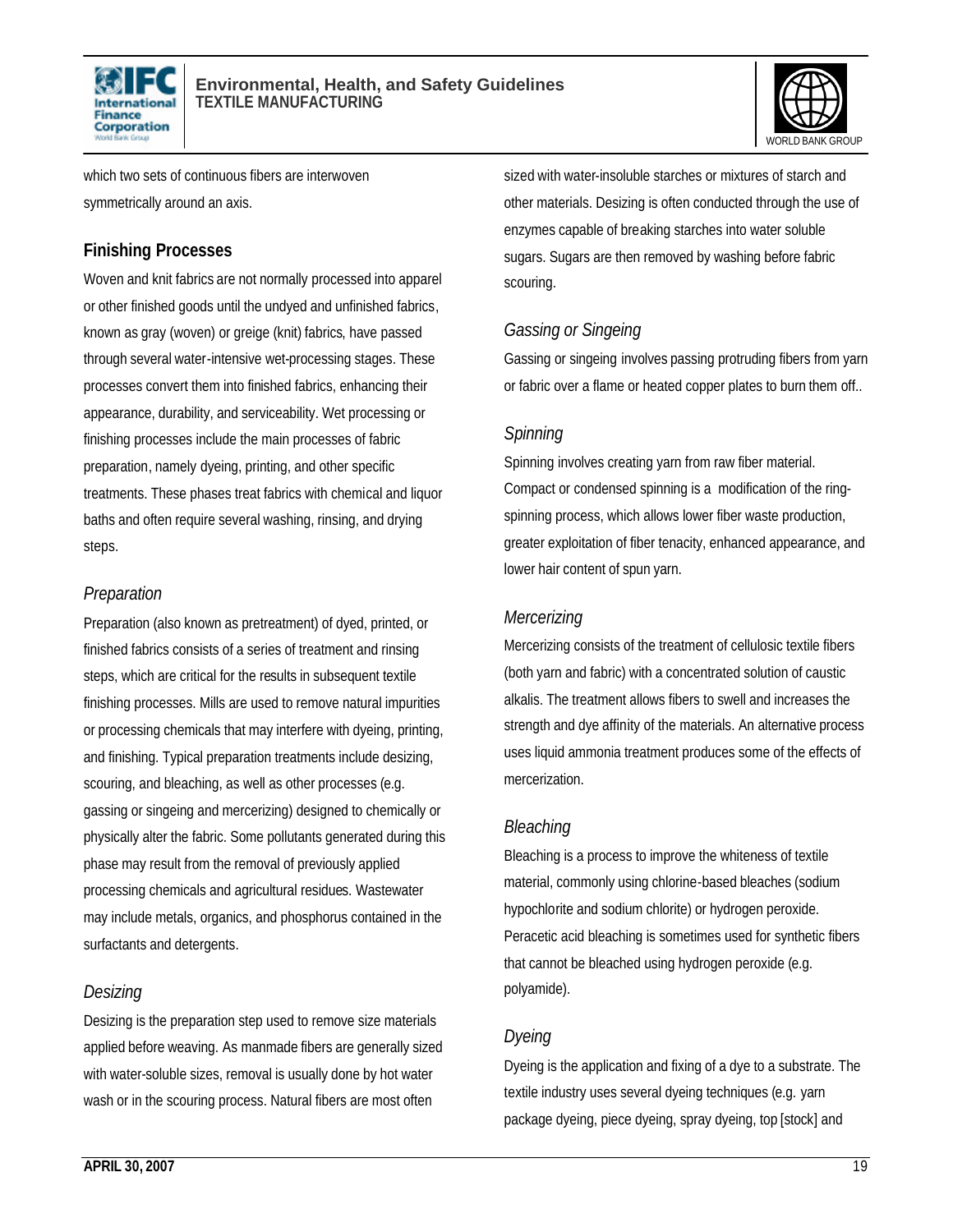which two sets of continuous fibers are interwoven symmetrically around an axis.

## Finishing Processes

Woven and knit fabrics are not normally processed into apparel or other finished goods until the undyed and unfinished fabrics, known as gray (woven) or greige (knit) fabrics, have passed through several water-intensive wet-processing stages. These processes convert them into finished fabrics, enhancing their appearance, durability, and serviceability. Wet processing or finishing processes include the main processes of fabric preparation, namely dyeing, printing, and other specific treatments. These phases treat fabrics with chemical and liquor baths and often require several washing, rinsing, and drying steps.

### *Preparation*

Preparation (also known as pretreatment) of dyed, printed, or finished fabrics consists of a series of treatment and rinsing steps, which are critical for the results in subsequent textile finishing processes. Mills are used to remove natural impurities or processing chemicals that may interfere with dyeing, printing, and finishing. Typical preparation treatments include desizing, scouring, and bleaching, as well as other processes (e.g. gassing or singeing and mercerizing) designed to chemically or physically alter the fabric. Some pollutants generated during this phase may result from the removal of previously applied processing chemicals and agricultural residues. Wastewater may include metals, organics, and phosphorus contained in the surfactants and detergents.

### *Desizing*

Desizing is the preparation step used to remove size materials applied before weaving. As manmade fibers are generally sized with water-soluble sizes, removal is usually done by hot water wash or in the scouring process. Natural fibers are most often sized with water-insoluble starches or mixtures of starch and other materials. Desizing is often conducted through the use of enzymes capable of breaking starches into water soluble sugars. Sugars are then removed by washing before fabric scouring.

### *Gassing or Singeing*

Gassing or singeing involves passing protruding fibers from yarn or fabric over a flame or heated copper plates to burn them off..

### *Spinning*

Spinning involves creating yarn from raw fiber material. Compact or condensed spinning is a modification of the ring-spinning process, which allows lower fiber waste production, greater exploitation of fiber tenacity, enhanced appearance, and lower hair content of spun yarn.

### *Mercerizing*

Mercerizing consists of the treatment of cellulosic textile fibers (both yarn and fabric) with a concentrated solution of caustic alkalis. The treatment allows fibers to swell and increases the strength and dye affinity of the materials. An alternative process uses liquid ammonia treatment produces some of the effects of mercerization.

### *Bleaching*

Bleaching is a process to improve the whiteness of textile material, commonly using chlorine-based bleaches (sodium hypochlorite and sodium chlorite) or hydrogen peroxide. Peracetic acid bleaching is sometimes used for synthetic fibers that cannot be bleached using hydrogen peroxide (e.g. polyamide).

### *Dyeing*

Dyeing is the application and fixing of a dye to a substrate. The textile industry uses several dyeing techniques (e.g. yarn package dyeing, piece dyeing, spray dyeing, top [stock] and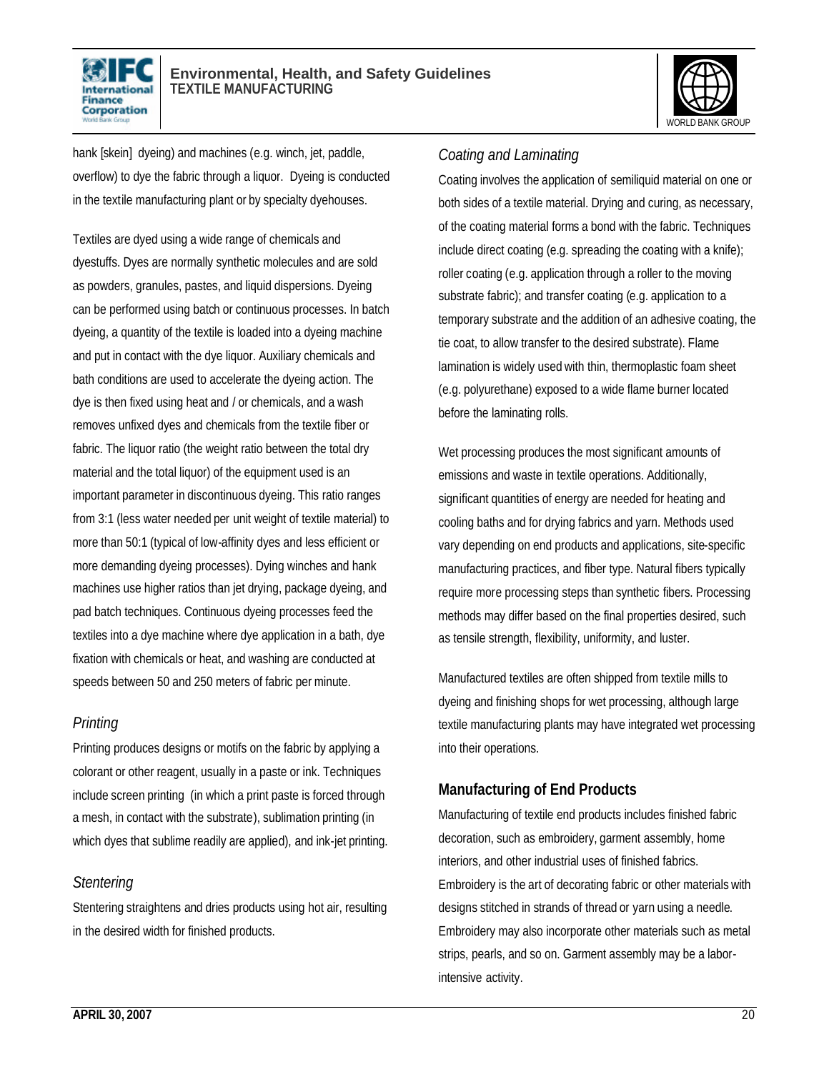hank [skein] dyeing) and machines (e.g. winch, jet, paddle, overflow) to dye the fabric through a liquor. Dyeing is conducted in the textile manufacturing plant or by specialty dyehouses.

Textiles are dyed using a wide range of chemicals and dyestuffs. Dyes are normally synthetic molecules and are sold as powders, granules, pastes, and liquid dispersions. Dyeing can be performed using batch or continuous processes. In batch dyeing, a quantity of the textile is loaded into a dyeing machine and put in contact with the dye liquor. Auxiliary chemicals and bath conditions are used to accelerate the dyeing action. The dye is then fixed using heat and / or chemicals, and a wash removes unfixed dyes and chemicals from the textile fiber or fabric. The liquor ratio (the weight ratio between the total dry material and the total liquor) of the equipment used is an important parameter in discontinuous dyeing. This ratio ranges from 3:1 (less water needed per unit weight of textile material) to more than 50:1 (typical of low-affinity dyes and less efficient or more demanding dyeing processes). Dying winches and hank machines use higher ratios than jet drying, package dyeing, and pad batch techniques. Continuous dyeing processes feed the textiles into a dye machine where dye application in a bath, dye fixation with chemicals or heat, and washing are conducted at speeds between 50 and 250 meters of fabric per minute.

### *Printing*

Printing produces designs or motifs on the fabric by applying a colorant or other reagent, usually in a paste or ink. Techniques include screen printing (in which a print paste is forced through a mesh, in contact with the substrate), sublimation printing (in which dyes that sublime readily are applied), and ink-jet printing.

### *Stentering*

Stentering straightens and dries products using hot air, resulting in the desired width for finished products.

### *Coating and Laminating*

Coating involves the application of semiliquid material on one or both sides of a textile material. Drying and curing, as necessary, of the coating material forms a bond with the fabric. Techniques include direct coating (e.g. spreading the coating with a knife); roller coating (e.g. application through a roller to the moving substrate fabric); and transfer coating (e.g. application to a temporary substrate and the addition of an adhesive coating, the tie coat, to allow transfer to the desired substrate). Flame lamination is widely used with thin, thermoplastic foam sheet (e.g. polyurethane) exposed to a wide flame burner located before the laminating rolls.

Wet processing produces the most significant amounts of emissions and waste in textile operations. Additionally, significant quantities of energy are needed for heating and cooling baths and for drying fabrics and yarn. Methods used vary depending on end products and applications, site-specific manufacturing practices, and fiber type. Natural fibers typically require more processing steps than synthetic fibers. Processing methods may differ based on the final properties desired, such as tensile strength, flexibility, uniformity, and luster.

Manufactured textiles are often shipped from textile mills to dyeing and finishing shops for wet processing, although large textile manufacturing plants may have integrated wet processing into their operations.

## Manufacturing of End Products

Manufacturing of textile end products includes finished fabric decoration, such as embroidery, garment assembly, home interiors, and other industrial uses of finished fabrics. Embroidery is the art of decorating fabric or other materials with designs stitched in strands of thread or yarn using a needle. Embroidery may also incorporate other materials such as metal strips, pearls, and so on. Garment assembly may be a labor-intensive activity.